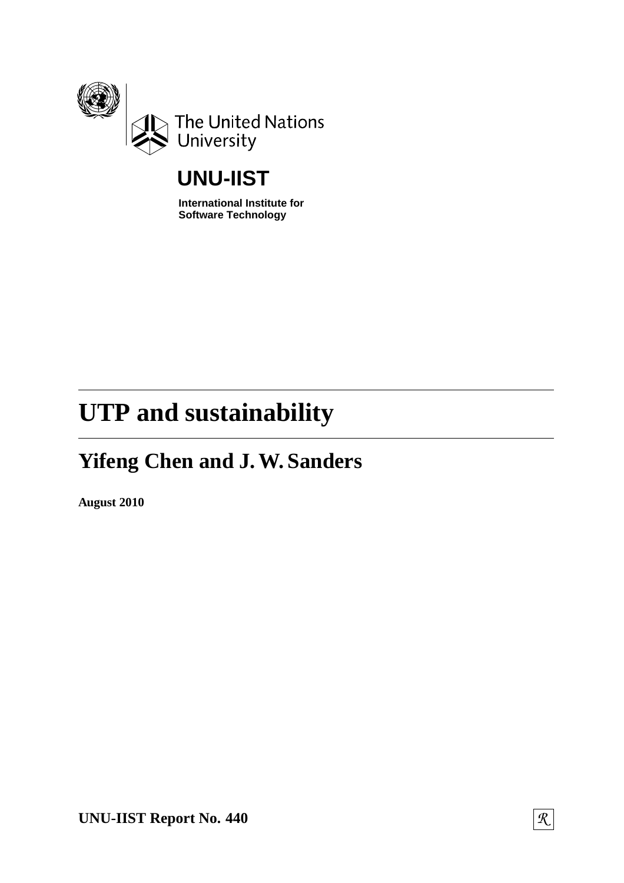The United Nations University

**UNU-IIST**

**International Institute for Software Technology**

# UTP and sustainability

## Yifeng Chen and J. W. Sanders

**August 2010**

**UNU-IIST Report No. 440**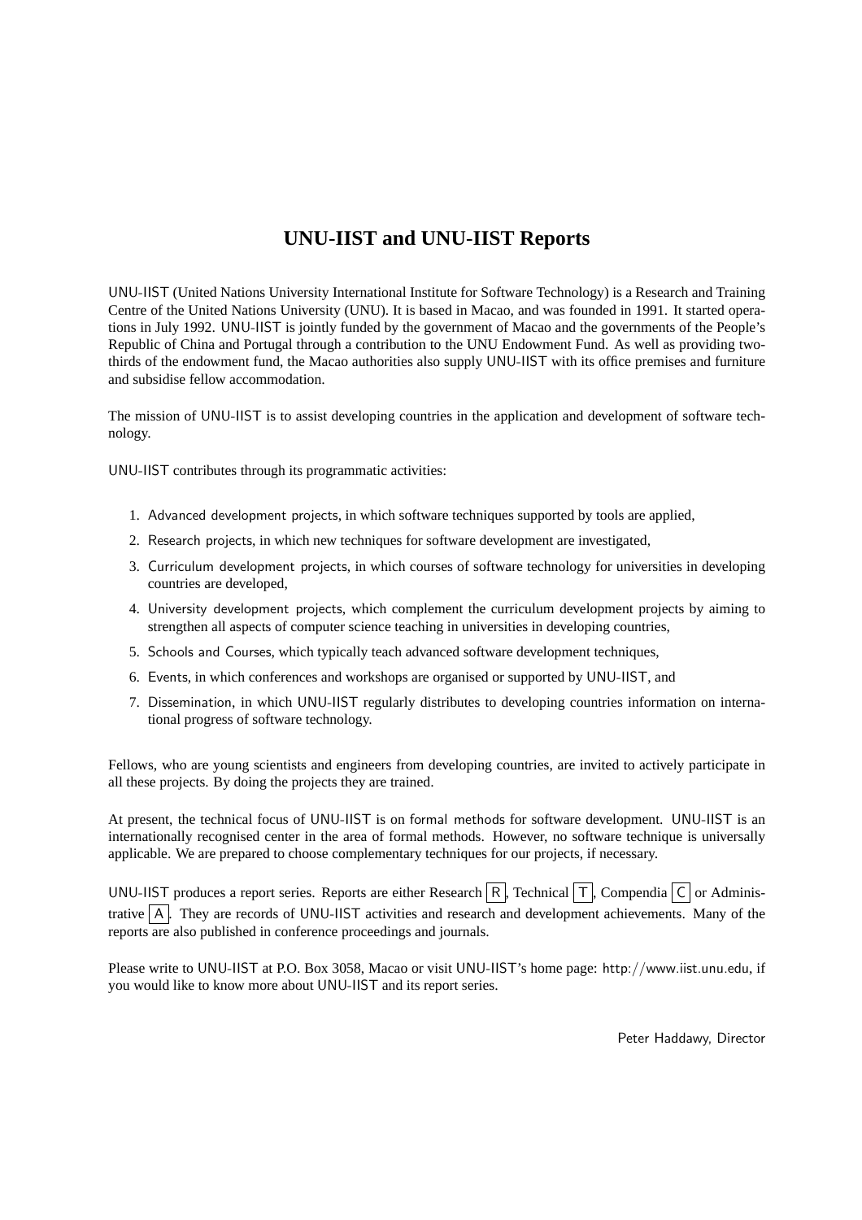## UNU-IIST and UNU-IIST Reports

UNU-IIST (United Nations University International Institute for Software Technology) is a Research and Training Centre of the United Nations University (UNU). It is based in Macao, and was founded in 1991. It started operations in July 1992. UNU-IIST is jointly funded by the government of Macao and the governments of the People's Republic of China and Portugal through a contribution to the UNU Endowment Fund. As well as providing two-thirds of the endowment fund, the Macao authorities also supply UNU-IIST with its office premises and furniture and subsidise fellow accommodation.

The mission of UNU-IIST is to assist developing countries in the application and development of software technology.

UNU-IIST contributes through its programmatic activities:

1. Advanced development projects, in which software techniques supported by tools are applied,
2. Research projects, in which new techniques for software development are investigated,
3. Curriculum development projects, in which courses of software technology for universities in developing countries are developed,
4. University development projects, which complement the curriculum development projects by aiming to strengthen all aspects of computer science teaching in universities in developing countries,
5. Schools and Courses, which typically teach advanced software development techniques,
6. Events, in which conferences and workshops are organised or supported by UNU-IIST, and
7. Dissemination, in which UNU-IIST regularly distributes to developing countries information on international progress of software technology.

Fellows, who are young scientists and engineers from developing countries, are invited to actively participate in all these projects. By doing the projects they are trained.

At present, the technical focus of UNU-IIST is on formal methods for software development. UNU-IIST is an internationally recognised center in the area of formal methods. However, no software technique is universally applicable. We are prepared to choose complementary techniques for our projects, if necessary.

UNU-IIST produces a report series. Reports are either Research R, Technical T, Compendia C or Administrative A. They are records of UNU-IIST activities and research and development achievements. Many of the reports are also published in conference proceedings and journals.

Please write to UNU-IIST at P.O. Box 3058, Macao or visit UNU-IIST's home page: http://www.iist.unu.edu, if you would like to know more about UNU-IIST and its report series.

Peter Haddawy, Director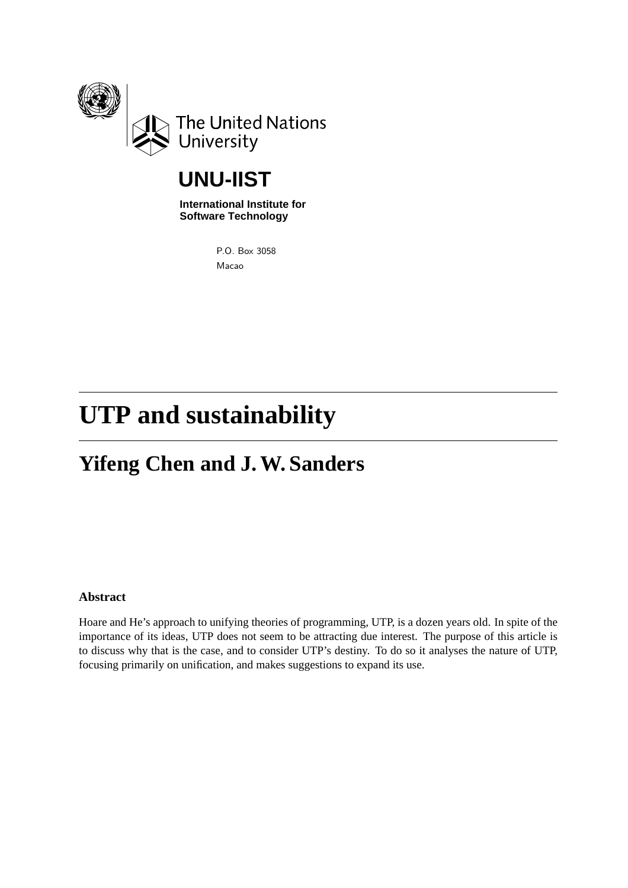The United Nations University

# UNU-IIST

**International Institute for Software Technology**

P.O. Box 3058
Macao

# UTP and sustainability

## Yifeng Chen and J. W. Sanders

### Abstract

Hoare and He's approach to unifying theories of programming, UTP, is a dozen years old. In spite of the importance of its ideas, UTP does not seem to be attracting due interest. The purpose of this article is to discuss why that is the case, and to consider UTP's destiny. To do so it analyses the nature of UTP, focusing primarily on unification, and makes suggestions to expand its use.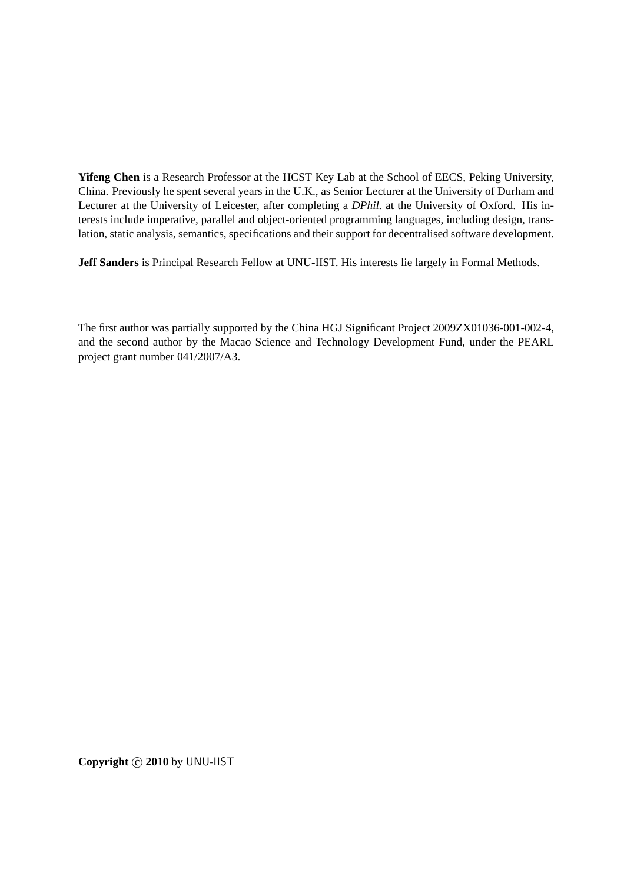**Yifeng Chen** is a Research Professor at the HCST Key Lab at the School of EECS, Peking University, China. Previously he spent several years in the U.K., as Senior Lecturer at the University of Durham and Lecturer at the University of Leicester, after completing a *DPhil.* at the University of Oxford. His interests include imperative, parallel and object-oriented programming languages, including design, translation, static analysis, semantics, specifications and their support for decentralised software development.

**Jeff Sanders** is Principal Research Fellow at UNU-IIST. His interests lie largely in Formal Methods.

The first author was partially supported by the China HGJ Significant Project 2009ZX01036-001-002-4, and the second author by the Macao Science and Technology Development Fund, under the PEARL project grant number 041/2007/A3.

**Copyright** © **2010** by UNU-IIST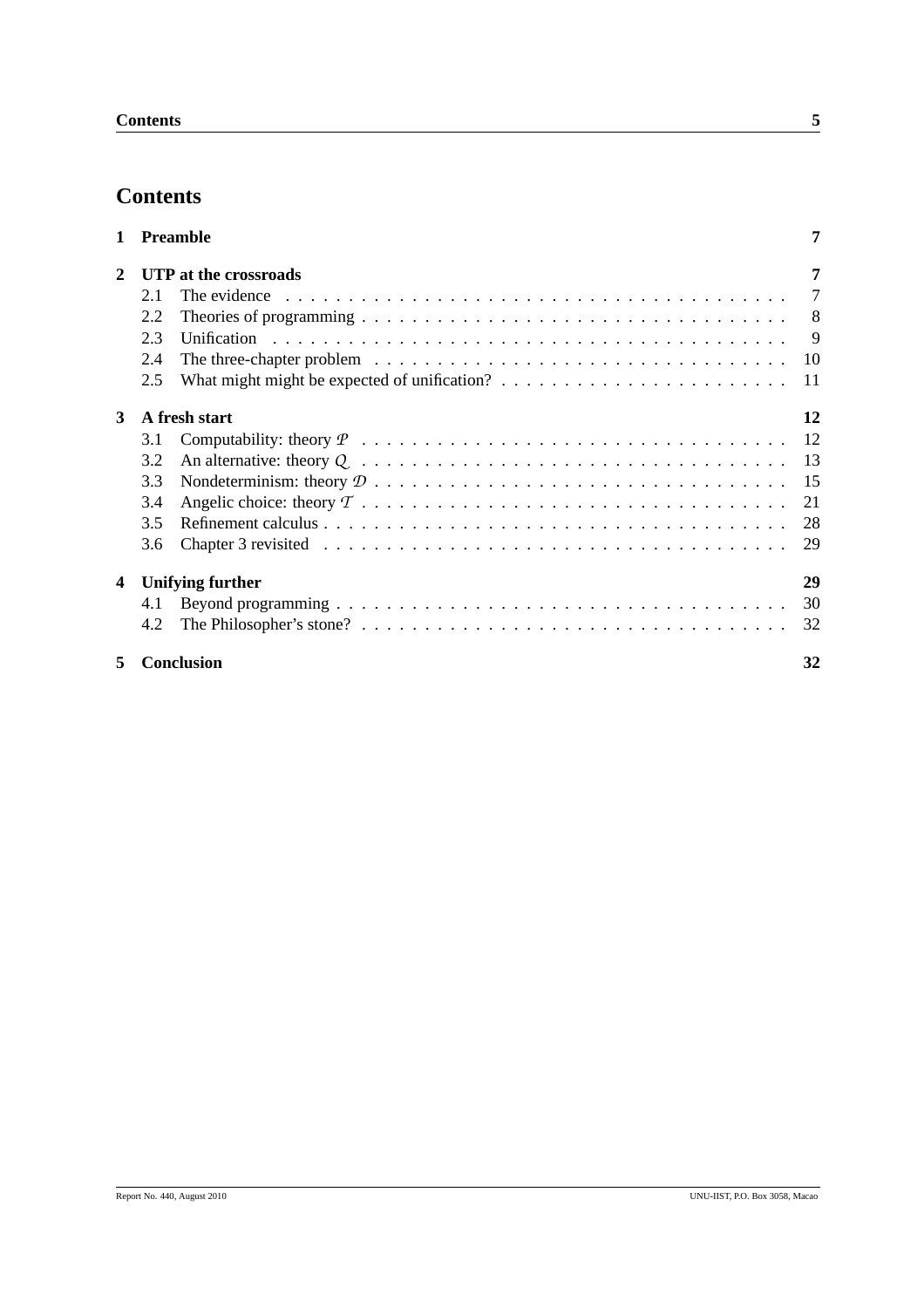# Contents

**1 Preamble** — **7**

**2 UTP at the crossroads** — **7**

- 2.1 The evidence — 7
- 2.2 Theories of programming — 8
- 2.3 Unification — 9
- 2.4 The three-chapter problem — 10
- 2.5 What might might be expected of unification? — 11

**3 A fresh start** — **12**

- 3.1 Computability: theory $\mathcal{P}$ — 12
- 3.2 An alternative: theory $\mathcal{Q}$ — 13
- 3.3 Nondeterminism: theory $\mathcal{D}$ — 15
- 3.4 Angelic choice: theory $\mathcal{T}$ — 21
- 3.5 Refinement calculus — 28
- 3.6 Chapter 3 revisited — 29

**4 Unifying further** — **29**

- 4.1 Beyond programming — 30
- 4.2 The Philosopher's stone? — 32

**5 Conclusion** — **32**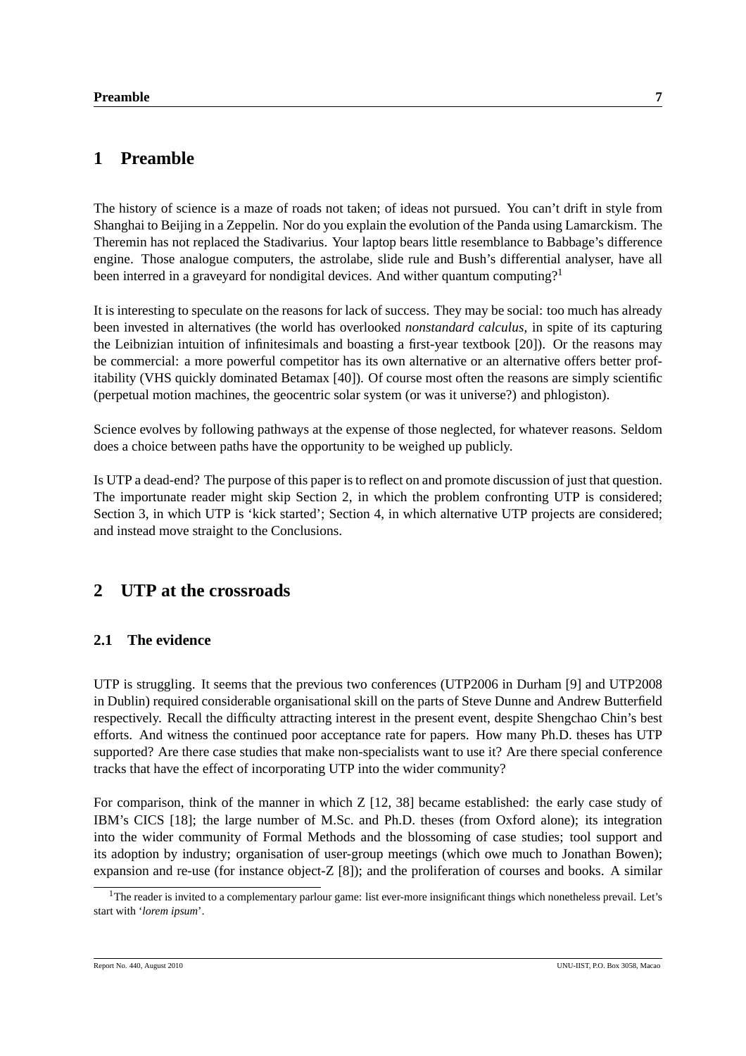# 1 Preamble

The history of science is a maze of roads not taken; of ideas not pursued. You can't drift in style from Shanghai to Beijing in a Zeppelin. Nor do you explain the evolution of the Panda using Lamarckism. The Theremin has not replaced the Stadivarius. Your laptop bears little resemblance to Babbage's difference engine. Those analogue computers, the astrolabe, slide rule and Bush's differential analyser, have all been interred in a graveyard for nondigital devices. And wither quantum computing?[1]

It is interesting to speculate on the reasons for lack of success. They may be social: too much has already been invested in alternatives (the world has overlooked *nonstandard calculus*, in spite of its capturing the Leibnizian intuition of infinitesimals and boasting a first-year textbook [20]). Or the reasons may be commercial: a more powerful competitor has its own alternative or an alternative offers better profitability (VHS quickly dominated Betamax [40]). Of course most often the reasons are simply scientific (perpetual motion machines, the geocentric solar system (or was it universe?) and phlogiston).

Science evolves by following pathways at the expense of those neglected, for whatever reasons. Seldom does a choice between paths have the opportunity to be weighed up publicly.

Is UTP a dead-end? The purpose of this paper is to reflect on and promote discussion of just that question. The importunate reader might skip Section 2, in which the problem confronting UTP is considered; Section 3, in which UTP is 'kick started'; Section 4, in which alternative UTP projects are considered; and instead move straight to the Conclusions.

# 2 UTP at the crossroads

## 2.1 The evidence

UTP is struggling. It seems that the previous two conferences (UTP2006 in Durham [9] and UTP2008 in Dublin) required considerable organisational skill on the parts of Steve Dunne and Andrew Butterfield respectively. Recall the difficulty attracting interest in the present event, despite Shengchao Chin's best efforts. And witness the continued poor acceptance rate for papers. How many Ph.D. theses has UTP supported? Are there case studies that make non-specialists want to use it? Are there special conference tracks that have the effect of incorporating UTP into the wider community?

For comparison, think of the manner in which Z [12, 38] became established: the early case study of IBM's CICS [18]; the large number of M.Sc. and Ph.D. theses (from Oxford alone); its integration into the wider community of Formal Methods and the blossoming of case studies; tool support and its adoption by industry; organisation of user-group meetings (which owe much to Jonathan Bowen); expansion and re-use (for instance object-Z [8]); and the proliferation of courses and books. A similar

[1] The reader is invited to a complementary parlour game: list ever-more insignificant things which nonetheless prevail. Let's start with '*lorem ipsum*'.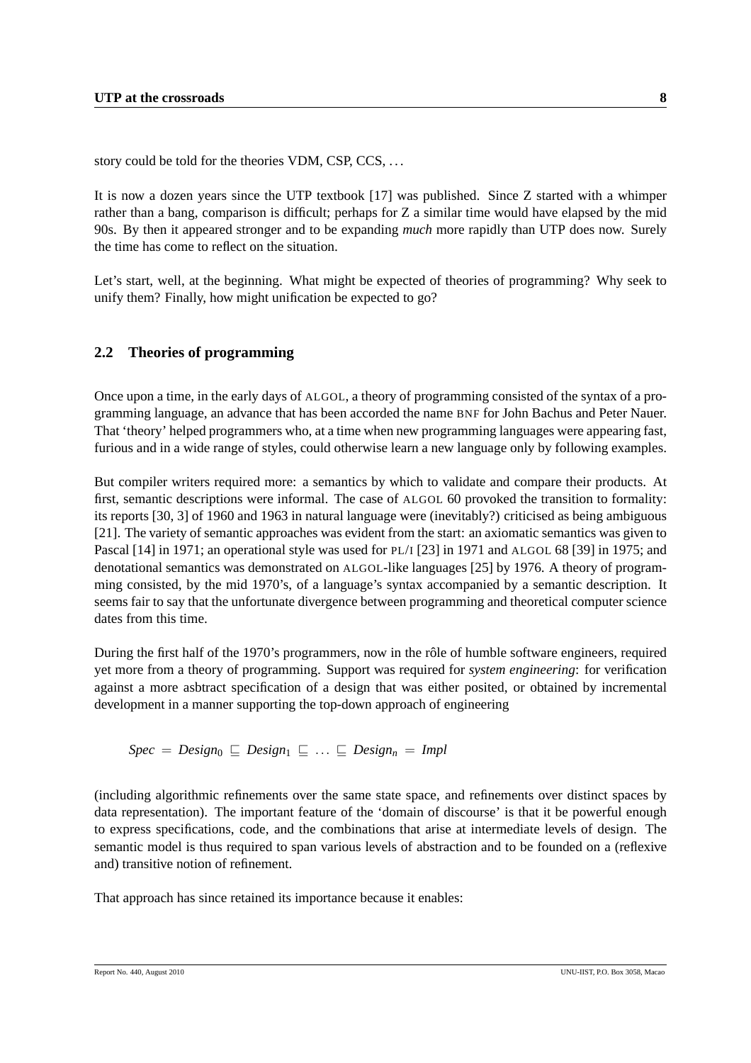story could be told for the theories VDM, CSP, CCS, ...

It is now a dozen years since the UTP textbook [17] was published. Since Z started with a whimper rather than a bang, comparison is difficult; perhaps for Z a similar time would have elapsed by the mid 90s. By then it appeared stronger and to be expanding *much* more rapidly than UTP does now. Surely the time has come to reflect on the situation.

Let's start, well, at the beginning. What might be expected of theories of programming? Why seek to unify them? Finally, how might unification be expected to go?

## 2.2 Theories of programming

Once upon a time, in the early days of ALGOL, a theory of programming consisted of the syntax of a programming language, an advance that has been accorded the name BNF for John Bachus and Peter Nauer. That 'theory' helped programmers who, at a time when new programming languages were appearing fast, furious and in a wide range of styles, could otherwise learn a new language only by following examples.

But compiler writers required more: a semantics by which to validate and compare their products. At first, semantic descriptions were informal. The case of ALGOL 60 provoked the transition to formality: its reports [30, 3] of 1960 and 1963 in natural language were (inevitably?) criticised as being ambiguous [21]. The variety of semantic approaches was evident from the start: an axiomatic semantics was given to Pascal [14] in 1971; an operational style was used for PL/I [23] in 1971 and ALGOL 68 [39] in 1975; and denotational semantics was demonstrated on ALGOL-like languages [25] by 1976. A theory of programming consisted, by the mid 1970's, of a language's syntax accompanied by a semantic description. It seems fair to say that the unfortunate divergence between programming and theoretical computer science dates from this time.

During the first half of the 1970's programmers, now in the rôle of humble software engineers, required yet more from a theory of programming. Support was required for *system engineering*: for verification against a more asbtract specification of a design that was either posited, or obtained by incremental development in a manner supporting the top-down approach of engineering

$$Spec \;=\; Design_0 \;\sqsubseteq\; Design_1 \;\sqsubseteq\; \ldots \;\sqsubseteq\; Design_n \;=\; Impl$$

(including algorithmic refinements over the same state space, and refinements over distinct spaces by data representation). The important feature of the 'domain of discourse' is that it be powerful enough to express specifications, code, and the combinations that arise at intermediate levels of design. The semantic model is thus required to span various levels of abstraction and to be founded on a (reflexive and) transitive notion of refinement.

That approach has since retained its importance because it enables: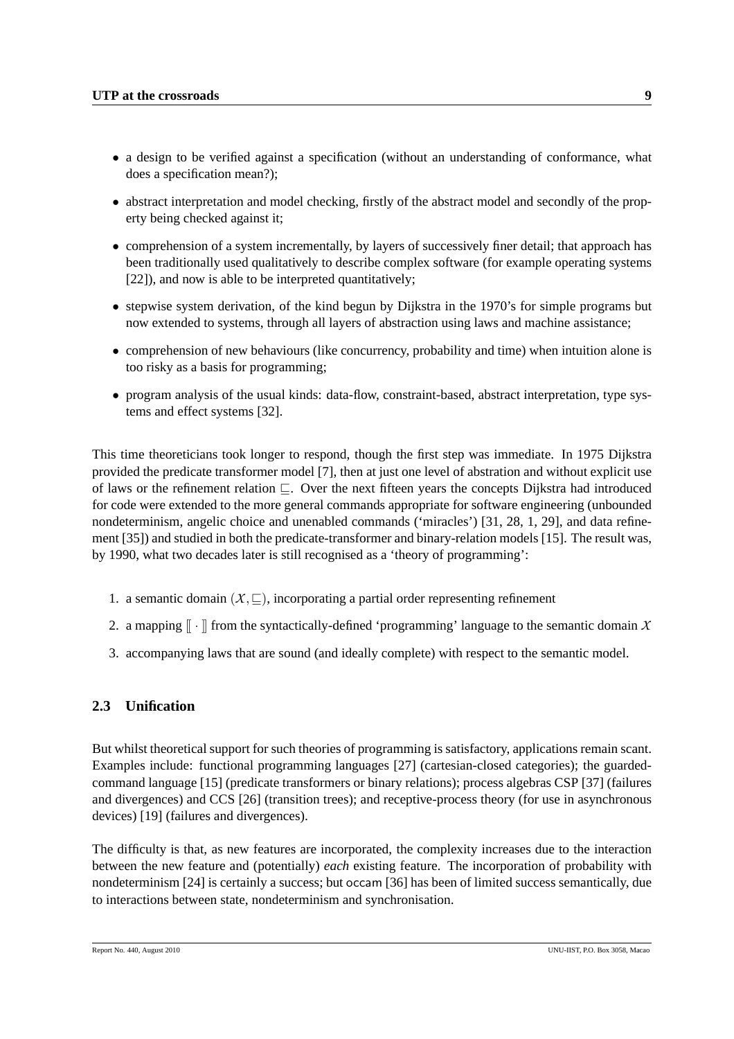- a design to be verified against a specification (without an understanding of conformance, what does a specification mean?);
- abstract interpretation and model checking, firstly of the abstract model and secondly of the property being checked against it;
- comprehension of a system incrementally, by layers of successively finer detail; that approach has been traditionally used qualitatively to describe complex software (for example operating systems [22]), and now is able to be interpreted quantitatively;
- stepwise system derivation, of the kind begun by Dijkstra in the 1970's for simple programs but now extended to systems, through all layers of abstraction using laws and machine assistance;
- comprehension of new behaviours (like concurrency, probability and time) when intuition alone is too risky as a basis for programming;
- program analysis of the usual kinds: data-flow, constraint-based, abstract interpretation, type systems and effect systems [32].

This time theoreticians took longer to respond, though the first step was immediate. In 1975 Dijkstra provided the predicate transformer model [7], then at just one level of abstration and without explicit use of laws or the refinement relation $\sqsubseteq$. Over the next fifteen years the concepts Dijkstra had introduced for code were extended to the more general commands appropriate for software engineering (unbounded nondeterminism, angelic choice and unenabled commands ('miracles') [31, 28, 1, 29], and data refinement [35]) and studied in both the predicate-transformer and binary-relation models [15]. The result was, by 1990, what two decades later is still recognised as a 'theory of programming':

1. a semantic domain $(\mathcal{X}, \sqsubseteq)$, incorporating a partial order representing refinement
2. a mapping $[\![\cdot]\!]$ from the syntactically-defined 'programming' language to the semantic domain $\mathcal{X}$
3. accompanying laws that are sound (and ideally complete) with respect to the semantic model.

## 2.3 Unification

But whilst theoretical support for such theories of programming is satisfactory, applications remain scant. Examples include: functional programming languages [27] (cartesian-closed categories); the guarded-command language [15] (predicate transformers or binary relations); process algebras CSP [37] (failures and divergences) and CCS [26] (transition trees); and receptive-process theory (for use in asynchronous devices) [19] (failures and divergences).

The difficulty is that, as new features are incorporated, the complexity increases due to the interaction between the new feature and (potentially) *each* existing feature. The incorporation of probability with nondeterminism [24] is certainly a success; but occam [36] has been of limited success semantically, due to interactions between state, nondeterminism and synchronisation.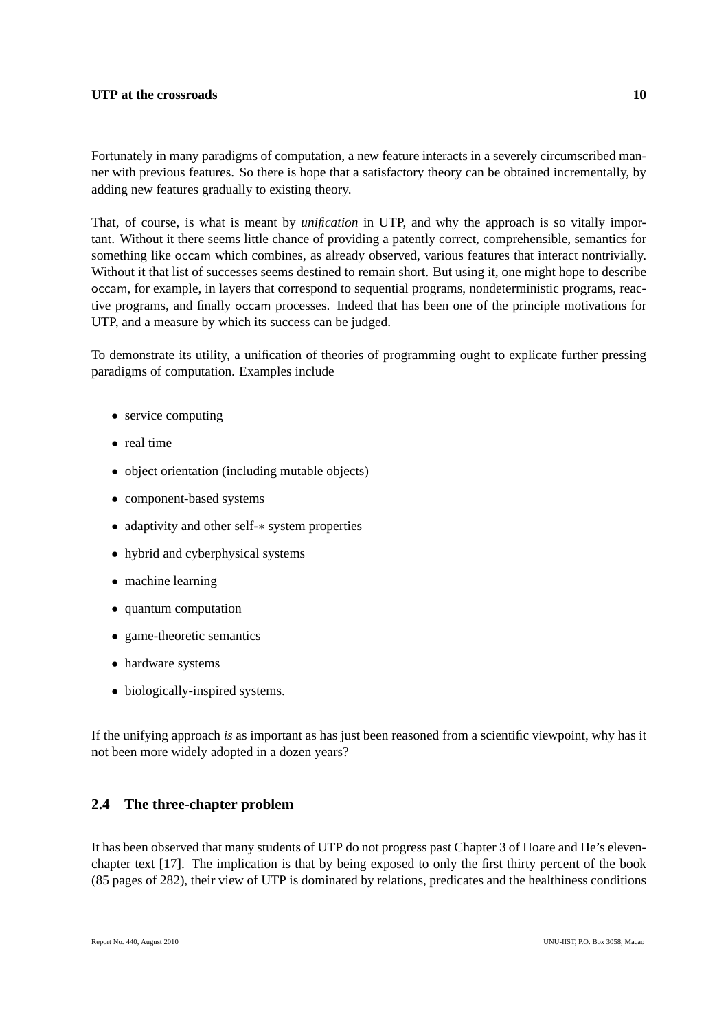Fortunately in many paradigms of computation, a new feature interacts in a severely circumscribed manner with previous features. So there is hope that a satisfactory theory can be obtained incrementally, by adding new features gradually to existing theory.

That, of course, is what is meant by *unification* in UTP, and why the approach is so vitally important. Without it there seems little chance of providing a patently correct, comprehensible, semantics for something like occam which combines, as already observed, various features that interact nontrivially. Without it that list of successes seems destined to remain short. But using it, one might hope to describe occam, for example, in layers that correspond to sequential programs, nondeterministic programs, reactive programs, and finally occam processes. Indeed that has been one of the principle motivations for UTP, and a measure by which its success can be judged.

To demonstrate its utility, a unification of theories of programming ought to explicate further pressing paradigms of computation. Examples include

- service computing
- real time
- object orientation (including mutable objects)
- component-based systems
- adaptivity and other self-$*$ system properties
- hybrid and cyberphysical systems
- machine learning
- quantum computation
- game-theoretic semantics
- hardware systems
- biologically-inspired systems.

If the unifying approach *is* as important as has just been reasoned from a scientific viewpoint, why has it not been more widely adopted in a dozen years?

### 2.4 The three-chapter problem

It has been observed that many students of UTP do not progress past Chapter 3 of Hoare and He's eleven-chapter text [17]. The implication is that by being exposed to only the first thirty percent of the book (85 pages of 282), their view of UTP is dominated by relations, predicates and the healthiness conditions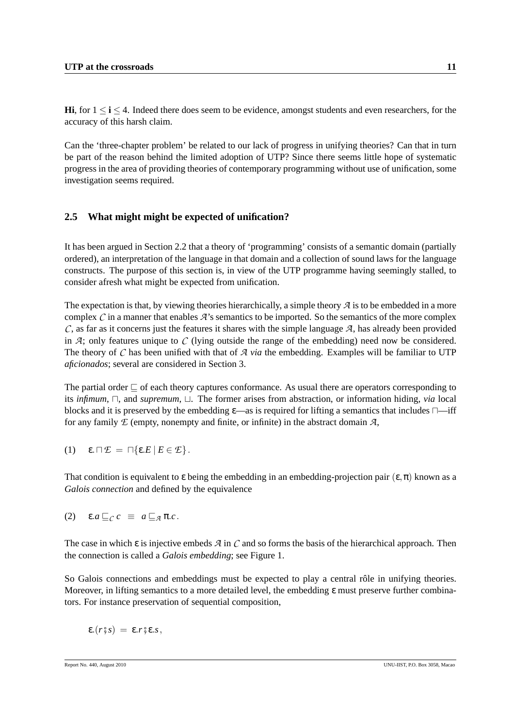**Hi**, for $1 \leq \mathbf{i} \leq 4$. Indeed there does seem to be evidence, amongst students and even researchers, for the accuracy of this harsh claim.

Can the 'three-chapter problem' be related to our lack of progress in unifying theories? Can that in turn be part of the reason behind the limited adoption of UTP? Since there seems little hope of systematic progress in the area of providing theories of contemporary programming without use of unification, some investigation seems required.

## 2.5 What might might be expected of unification?

It has been argued in Section 2.2 that a theory of 'programming' consists of a semantic domain (partially ordered), an interpretation of the language in that domain and a collection of sound laws for the language constructs. The purpose of this section is, in view of the UTP programme having seemingly stalled, to consider afresh what might be expected from unification.

The expectation is that, by viewing theories hierarchically, a simple theory $\mathcal{A}$ is to be embedded in a more complex $\mathcal{C}$ in a manner that enables $\mathcal{A}$'s semantics to be imported. So the semantics of the more complex $\mathcal{C}$, as far as it concerns just the features it shares with the simple language $\mathcal{A}$, has already been provided in $\mathcal{A}$; only features unique to $\mathcal{C}$ (lying outside the range of the embedding) need now be considered. The theory of $\mathcal{C}$ has been unified with that of $\mathcal{A}$ *via* the embedding. Examples will be familiar to UTP *aficionados*; several are considered in Section 3.

The partial order $\sqsubseteq$ of each theory captures conformance. As usual there are operators corresponding to its *infimum*, $\sqcap$, and *supremum*, $\sqcup$. The former arises from abstraction, or information hiding, *via* local blocks and it is preserved by the embedding $\varepsilon$—as is required for lifting a semantics that includes $\sqcap$—iff for any family $\mathcal{E}$ (empty, nonempty and finite, or infinite) in the abstract domain $\mathcal{A}$,

$$(1) \quad \varepsilon.\sqcap\mathcal{E} \;=\; \sqcap\{\varepsilon.E \mid E \in \mathcal{E}\}.$$

That condition is equivalent to $\varepsilon$ being the embedding in an embedding-projection pair $(\varepsilon, \pi)$ known as a *Galois connection* and defined by the equivalence

$$(2) \quad \varepsilon.a \sqsubseteq_{\mathcal{C}} c \;\equiv\; a \sqsubseteq_{\mathcal{A}} \pi.c.$$

The case in which $\varepsilon$ is injective embeds $\mathcal{A}$ in $\mathcal{C}$ and so forms the basis of the hierarchical approach. Then the connection is called a *Galois embedding*; see Figure 1.

So Galois connections and embeddings must be expected to play a central rôle in unifying theories. Moreover, in lifting semantics to a more detailed level, the embedding $\varepsilon$ must preserve further combinators. For instance preservation of sequential composition,

$$\varepsilon.(r \mathbin{;} s) \;=\; \varepsilon.r \mathbin{;} \varepsilon.s,$$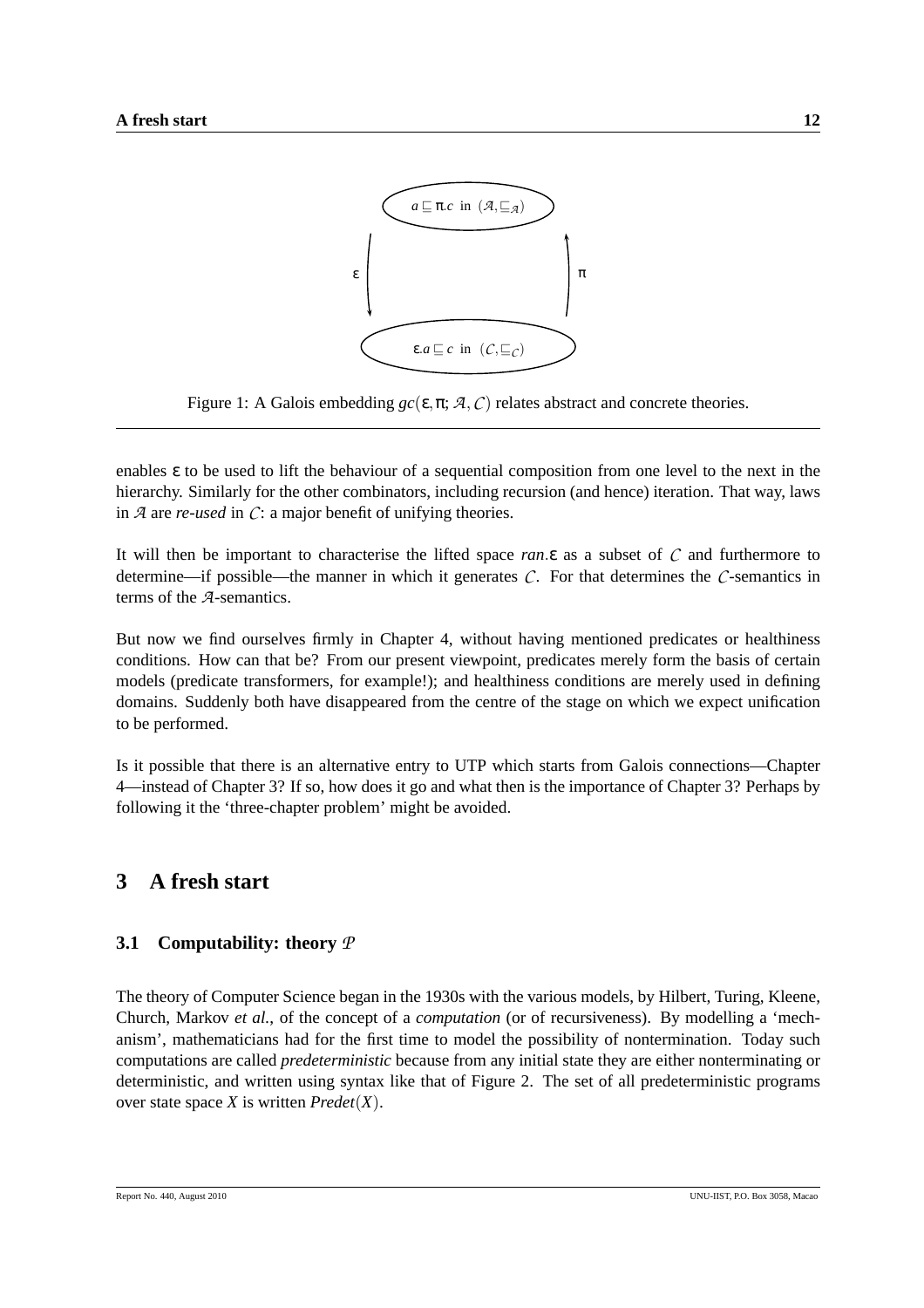$a \sqsubseteq \pi.c$ in $(\mathcal{A}, \sqsubseteq_{\mathcal{A}})$

$\varepsilon$ $\quad\quad$ $\pi$

$\varepsilon.a \sqsubseteq c$ in $(\mathcal{C}, \sqsubseteq_{\mathcal{C}})$

Figure 1: A Galois embedding $gc(\varepsilon, \pi; \mathcal{A}, \mathcal{C})$ relates abstract and concrete theories.

enables $\varepsilon$ to be used to lift the behaviour of a sequential composition from one level to the next in the hierarchy. Similarly for the other combinators, including recursion (and hence) iteration. That way, laws in $\mathcal{A}$ are *re-used* in $\mathcal{C}$: a major benefit of unifying theories.

It will then be important to characterise the lifted space $ran.\varepsilon$ as a subset of $\mathcal{C}$ and furthermore to determine—if possible—the manner in which it generates $\mathcal{C}$. For that determines the $\mathcal{C}$-semantics in terms of the $\mathcal{A}$-semantics.

But now we find ourselves firmly in Chapter 4, without having mentioned predicates or healthiness conditions. How can that be? From our present viewpoint, predicates merely form the basis of certain models (predicate transformers, for example!); and healthiness conditions are merely used in defining domains. Suddenly both have disappeared from the centre of the stage on which we expect unification to be performed.

Is it possible that there is an alternative entry to UTP which starts from Galois connections—Chapter 4—instead of Chapter 3? If so, how does it go and what then is the importance of Chapter 3? Perhaps by following it the 'three-chapter problem' might be avoided.

## 3 A fresh start

### 3.1 Computability: theory $\mathcal{P}$

The theory of Computer Science began in the 1930s with the various models, by Hilbert, Turing, Kleene, Church, Markov *et al.*, of the concept of a *computation* (or of recursiveness). By modelling a 'mechanism', mathematicians had for the first time to model the possibility of nontermination. Today such computations are called *predeterministic* because from any initial state they are either nonterminating or deterministic, and written using syntax like that of Figure 2. The set of all predeterministic programs over state space $X$ is written $Predet(X)$.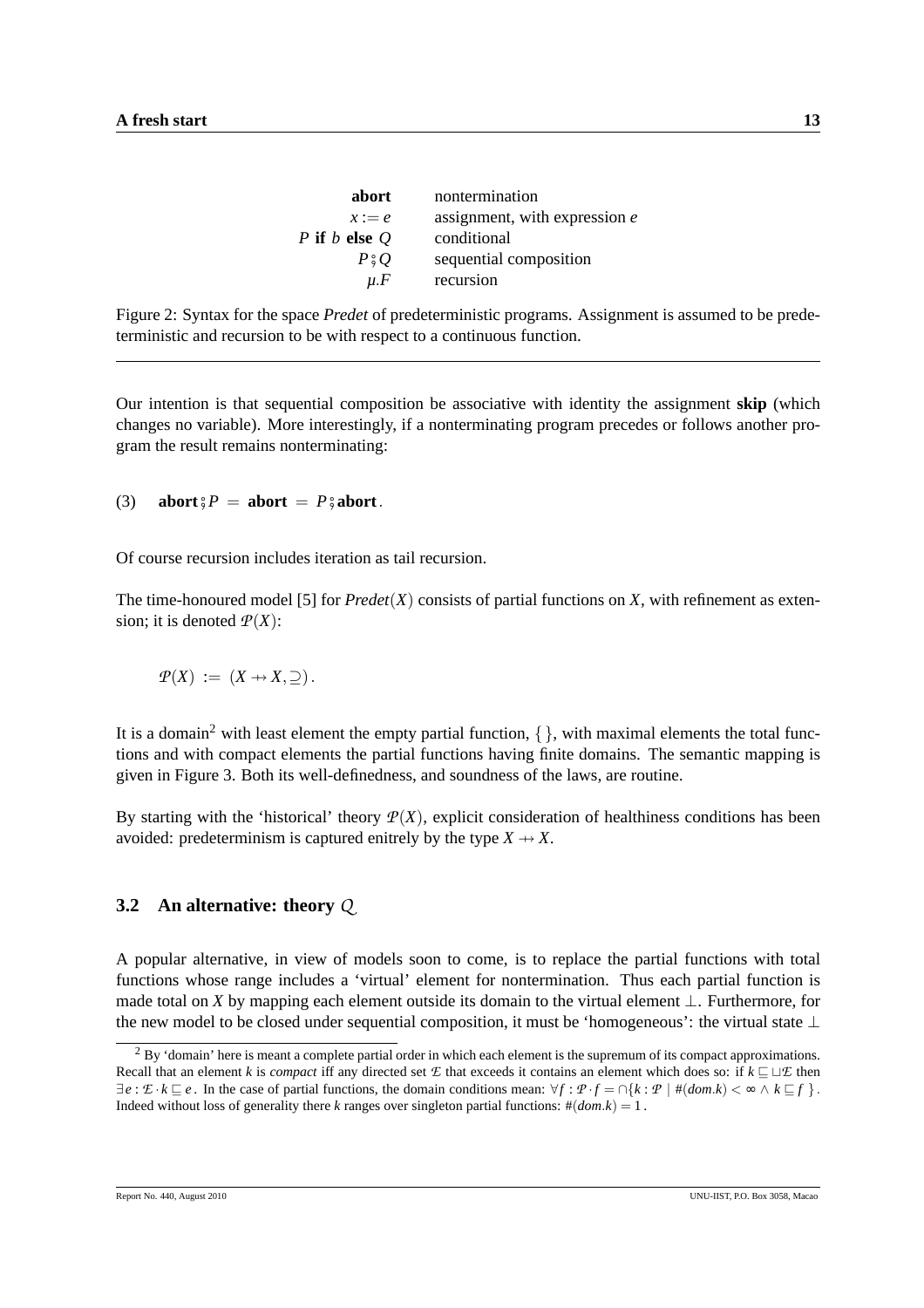| | |
|---|---|
| **abort** | nontermination |
| $x := e$ | assignment, with expression $e$ |
| $P$ **if** $b$ **else** $Q$ | conditional |
| $P \,⨾\, Q$ | sequential composition |
| $\mu.F$ | recursion |

Figure 2: Syntax for the space *Predet* of predeterministic programs. Assignment is assumed to be predeterministic and recursion to be with respect to a continuous function.

Our intention is that sequential composition be associative with identity the assignment **skip** (which changes no variable). More interestingly, if a nonterminating program precedes or follows another program the result remains nonterminating:

(3) $\quad \textbf{abort} \,⨾\, P \;=\; \textbf{abort} \;=\; P \,⨾\, \textbf{abort}\,.$

Of course recursion includes iteration as tail recursion.

The time-honoured model [5] for $Predet(X)$ consists of partial functions on $X$, with refinement as extension; it is denoted $\mathcal{P}(X)$:

$$\mathcal{P}(X) \;:=\; (X \nrightarrow X, \supseteq)\,.$$

It is a domain[2] with least element the empty partial function, $\{\}$, with maximal elements the total functions and with compact elements the partial functions having finite domains. The semantic mapping is given in Figure 3. Both its well-definedness, and soundness of the laws, are routine.

By starting with the 'historical' theory $\mathcal{P}(X)$, explicit consideration of healthiness conditions has been avoided: predeterminism is captured enitrely by the type $X \nrightarrow X$.

### 3.2 An alternative: theory $\mathcal{Q}$

A popular alternative, in view of models soon to come, is to replace the partial functions with total functions whose range includes a 'virtual' element for nontermination. Thus each partial function is made total on $X$ by mapping each element outside its domain to the virtual element $\perp$. Furthermore, for the new model to be closed under sequential composition, it must be 'homogeneous': the virtual state $\perp$

---

[2] By 'domain' here is meant a complete partial order in which each element is the supremum of its compact approximations. Recall that an element $k$ is *compact* iff any directed set $\mathcal{E}$ that exceeds it contains an element which does so: if $k \sqsubseteq \sqcup\mathcal{E}$ then $\exists e : \mathcal{E} \cdot k \sqsubseteq e$. In the case of partial functions, the domain conditions mean: $\forall f : \mathcal{P} \cdot f = \cap\{k : \mathcal{P} \mid \#(dom.k) < \infty \wedge k \sqsubseteq f\}$. Indeed without loss of generality there $k$ ranges over singleton partial functions: $\#(dom.k) = 1$.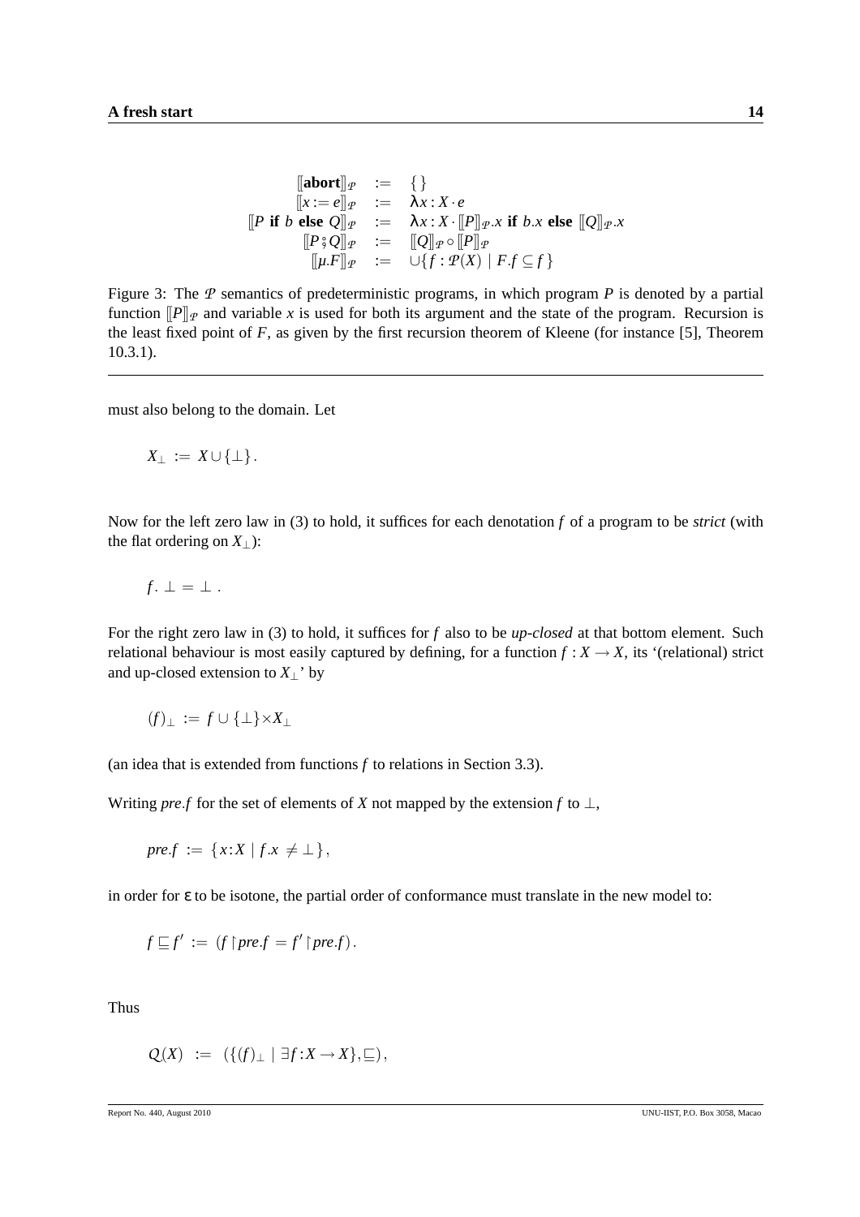$$
\begin{array}{rcl}
[\![\mathbf{abort}]\!]_{\mathcal{P}} & := & \{\} \\
[\![x := e]\!]_{\mathcal{P}} & := & \lambda x : X \cdot e \\
[\![P \text{ \textbf{if} } b \text{ \textbf{else} } Q]\!]_{\mathcal{P}} & := & \lambda x : X \cdot [\![P]\!]_{\mathcal{P}}.x \text{ \textbf{if} } b.x \text{ \textbf{else} } [\![Q]\!]_{\mathcal{P}}.x \\
[\![P \,;\, Q]\!]_{\mathcal{P}} & := & [\![Q]\!]_{\mathcal{P}} \circ [\![P]\!]_{\mathcal{P}} \\
[\![\mu.F]\!]_{\mathcal{P}} & := & \cup\{f : \mathcal{P}(X) \mid F.f \subseteq f\}
\end{array}
$$

Figure 3: The $\mathcal{P}$ semantics of predeterministic programs, in which program $P$ is denoted by a partial function $[\![P]\!]_{\mathcal{P}}$ and variable $x$ is used for both its argument and the state of the program. Recursion is the least fixed point of $F$, as given by the first recursion theorem of Kleene (for instance [5], Theorem 10.3.1).

---

must also belong to the domain. Let

$$X_{\perp} \;:=\; X \cup \{\perp\}\,.$$

Now for the left zero law in (3) to hold, it suffices for each denotation $f$ of a program to be *strict* (with the flat ordering on $X_{\perp}$):

$$f.\perp \;=\; \perp\,.$$

For the right zero law in (3) to hold, it suffices for $f$ also to be *up-closed* at that bottom element. Such relational behaviour is most easily captured by defining, for a function $f : X \to X$, its '(relational) strict and up-closed extension to $X_{\perp}$' by

$$(f)_{\perp} \;:=\; f \cup \{\perp\} \times X_{\perp}$$

(an idea that is extended from functions $f$ to relations in Section 3.3).

Writing *pre*.$f$ for the set of elements of $X$ not mapped by the extension $f$ to $\perp$,

$$pre.f \;:=\; \{x : X \mid f.x \neq \perp\}\,,$$

in order for $\varepsilon$ to be isotone, the partial order of conformance must translate in the new model to:

$$f \sqsubseteq f' \;:=\; (f \restriction pre.f \;=\; f' \restriction pre.f)\,.$$

Thus

$$Q(X) \;\;:=\;\; (\{(f)_{\perp} \mid \exists f : X \to X\}, \sqsubseteq)\,,$$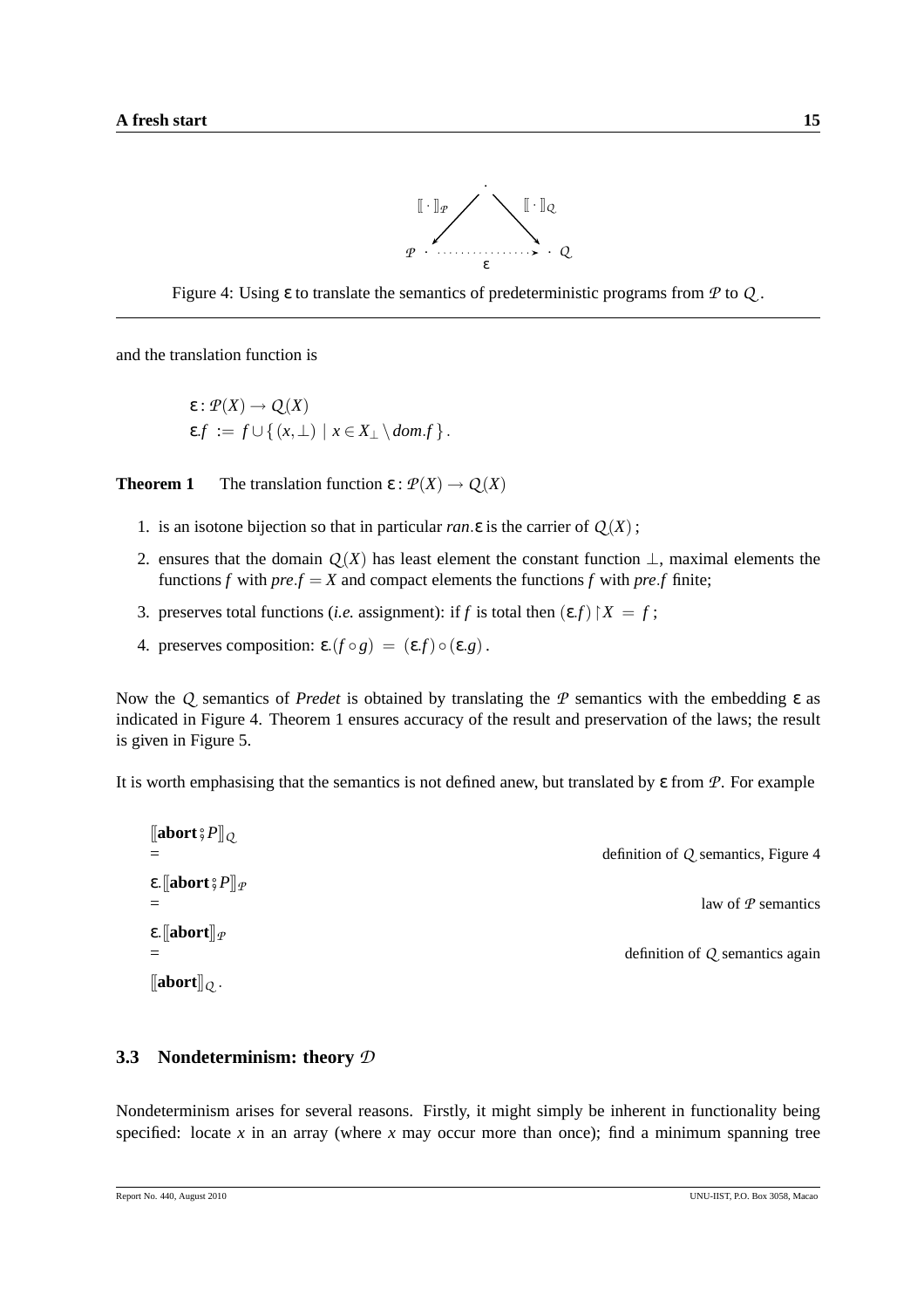Figure 4: Using ε to translate the semantics of predeterministic programs from $\mathcal{P}$ to $\mathcal{Q}$.

and the translation function is

$$
\begin{aligned}
&\varepsilon : \mathcal{P}(X) \to \mathcal{Q}(X) \\
&\varepsilon.f \;:=\; f \cup \{\, (x, \bot) \mid x \in X_\bot \setminus dom.f \,\}\,.
\end{aligned}
$$

**Theorem 1** The translation function $\varepsilon : \mathcal{P}(X) \to \mathcal{Q}(X)$

1. is an isotone bijection so that in particular $ran.\varepsilon$ is the carrier of $\mathcal{Q}(X)$;
2. ensures that the domain $\mathcal{Q}(X)$ has least element the constant function $\bot$, maximal elements the functions $f$ with $pre.f = X$ and compact elements the functions $f$ with $pre.f$ finite;
3. preserves total functions (*i.e.* assignment): if $f$ is total then $(\varepsilon.f) \upharpoonright X \;=\; f$;
4. preserves composition: $\varepsilon.(f \circ g) \;=\; (\varepsilon.f) \circ (\varepsilon.g)$.

Now the $\mathcal{Q}$ semantics of *Predet* is obtained by translating the $\mathcal{P}$ semantics with the embedding ε as indicated in Figure 4. Theorem 1 ensures accuracy of the result and preservation of the laws; the result is given in Figure 5.

It is worth emphasising that the semantics is not defined anew, but translated by ε from $\mathcal{P}$. For example

$$
\begin{aligned}
& [\![\mathbf{abort} \,⨾\, P]\!]_{\mathcal{Q}} \\
=\; & \quad \text{definition of } \mathcal{Q} \text{ semantics, Figure 4} \\
& \varepsilon.[\![\mathbf{abort} \,⨾\, P]\!]_{\mathcal{P}} \\
=\; & \quad \text{law of } \mathcal{P} \text{ semantics} \\
& \varepsilon.[\![\mathbf{abort}]\!]_{\mathcal{P}} \\
=\; & \quad \text{definition of } \mathcal{Q} \text{ semantics again} \\
& [\![\mathbf{abort}]\!]_{\mathcal{Q}}\,.
\end{aligned}
$$

### 3.3 Nondeterminism: theory $\mathcal{D}$

Nondeterminism arises for several reasons. Firstly, it might simply be inherent in functionality being specified: locate $x$ in an array (where $x$ may occur more than once); find a minimum spanning tree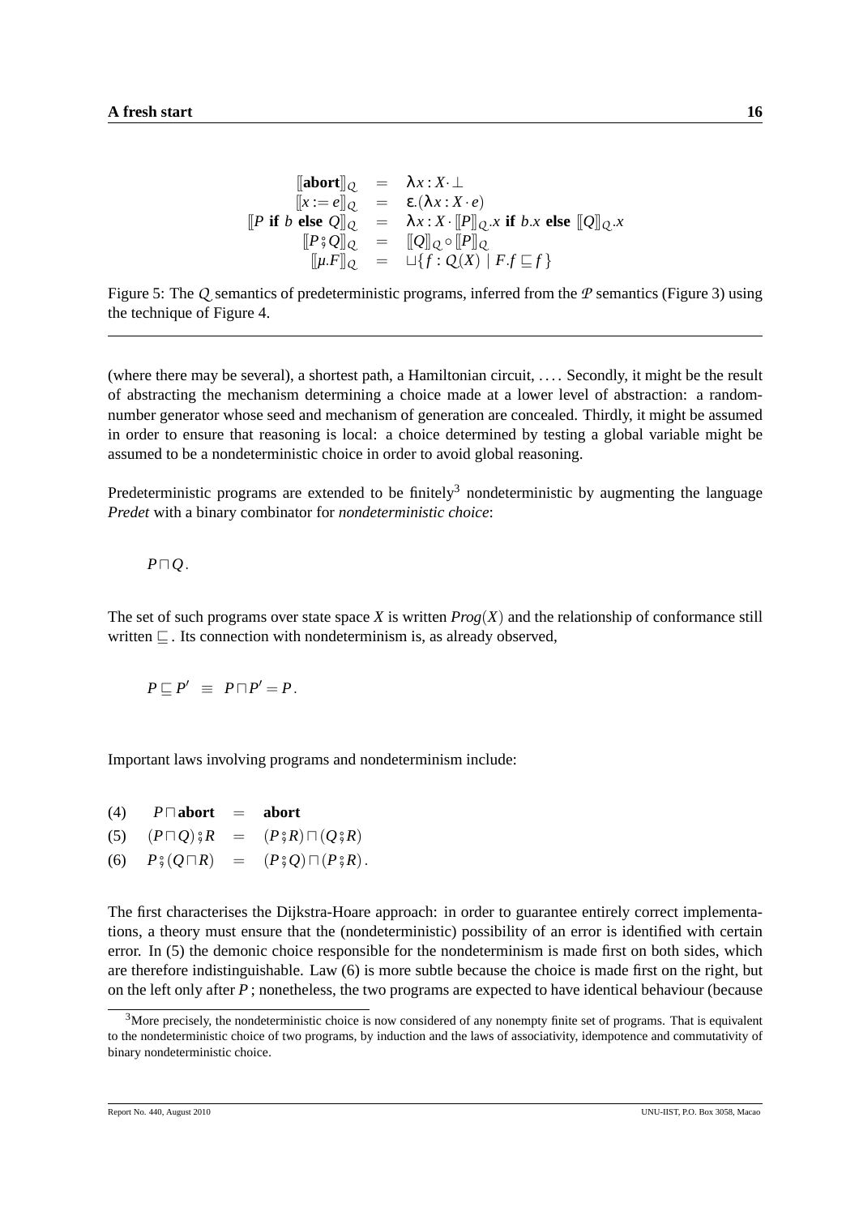$$
\begin{array}{rcl}
[\![\textbf{abort}]\!]_{\mathcal{Q}} & = & \lambda x : X \cdot \bot \\
[\![x := e]\!]_{\mathcal{Q}} & = & \varepsilon.(\lambda x : X \cdot e) \\
[\![P \textbf{ if } b \textbf{ else } Q]\!]_{\mathcal{Q}} & = & \lambda x : X \cdot [\![P]\!]_{\mathcal{Q}}.x \textbf{ if } b.x \textbf{ else } [\![Q]\!]_{\mathcal{Q}}.x \\
[\![P \,⨾\, Q]\!]_{\mathcal{Q}} & = & [\![Q]\!]_{\mathcal{Q}} \circ [\![P]\!]_{\mathcal{Q}} \\
[\![\mu.F]\!]_{\mathcal{Q}} & = & \sqcup\{f : \mathcal{Q}(X) \mid F.f \sqsubseteq f\}
\end{array}
$$

Figure 5: The $\mathcal{Q}$ semantics of predeterministic programs, inferred from the $\mathcal{P}$ semantics (Figure 3) using the technique of Figure 4.

---

(where there may be several), a shortest path, a Hamiltonian circuit, .... Secondly, it might be the result of abstracting the mechanism determining a choice made at a lower level of abstraction: a random-number generator whose seed and mechanism of generation are concealed. Thirdly, it might be assumed in order to ensure that reasoning is local: a choice determined by testing a global variable might be assumed to be a nondeterministic choice in order to avoid global reasoning.

Predeterministic programs are extended to be finitely[3] nondeterministic by augmenting the language *Predet* with a binary combinator for *nondeterministic choice*:

$$P \sqcap Q\,.$$

The set of such programs over state space $X$ is written $Prog(X)$ and the relationship of conformance still written $\sqsubseteq$. Its connection with nondeterminism is, as already observed,

$$P \sqsubseteq P' \;\equiv\; P \sqcap P' = P\,.$$

Important laws involving programs and nondeterminism include:

$$
\begin{array}{lrcl}
(4) & P \sqcap \textbf{abort} & = & \textbf{abort} \\
(5) & (P \sqcap Q) \,⨾\, R & = & (P \,⨾\, R) \sqcap (Q \,⨾\, R) \\
(6) & P \,⨾\, (Q \sqcap R) & = & (P \,⨾\, Q) \sqcap (P \,⨾\, R)\,.
\end{array}
$$

The first characterises the Dijkstra-Hoare approach: in order to guarantee entirely correct implementations, a theory must ensure that the (nondeterministic) possibility of an error is identified with certain error. In (5) the demonic choice responsible for the nondeterminism is made first on both sides, which are therefore indistinguishable. Law (6) is more subtle because the choice is made first on the right, but on the left only after $P$ ; nonetheless, the two programs are expected to have identical behaviour (because

[3] More precisely, the nondeterministic choice is now considered of any nonempty finite set of programs. That is equivalent to the nondeterministic choice of two programs, by induction and the laws of associativity, idempotence and commutativity of binary nondeterministic choice.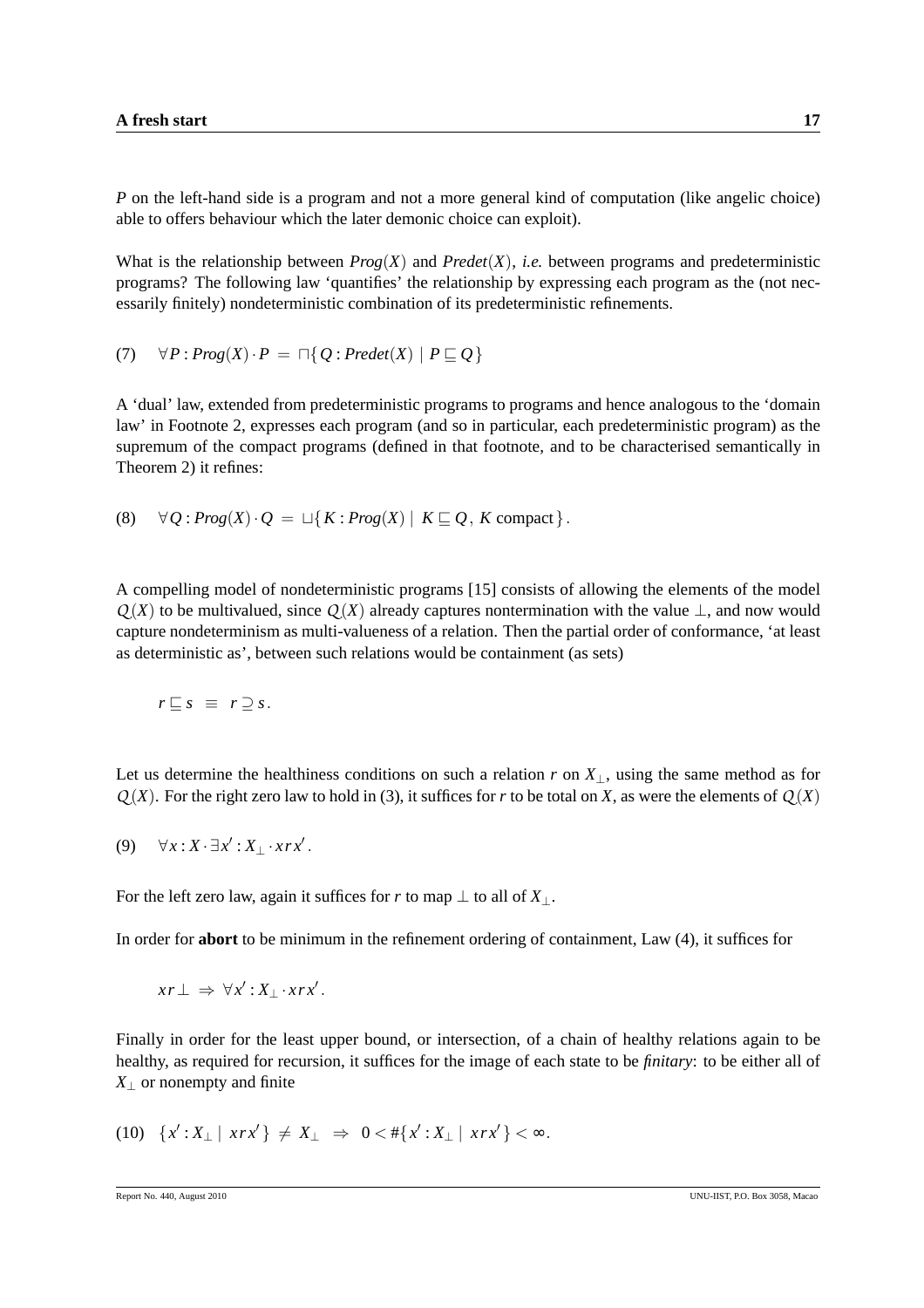*P* on the left-hand side is a program and not a more general kind of computation (like angelic choice) able to offers behaviour which the later demonic choice can exploit).

What is the relationship between $Prog(X)$ and $Predet(X)$, *i.e.* between programs and predeterministic programs? The following law 'quantifies' the relationship by expressing each program as the (not necessarily finitely) nondeterministic combination of its predeterministic refinements.

$$(7) \quad \forall P : Prog(X) \cdot P \; = \; \sqcap \{ Q : Predet(X) \mid P \sqsubseteq Q \}$$

A 'dual' law, extended from predeterministic programs to programs and hence analogous to the 'domain law' in Footnote 2, expresses each program (and so in particular, each predeterministic program) as the supremum of the compact programs (defined in that footnote, and to be characterised semantically in Theorem 2) it refines:

$$(8) \quad \forall Q : Prog(X) \cdot Q \; = \; \sqcup \{ K : Prog(X) \mid \; K \sqsubseteq Q, \; K \text{ compact} \} .$$

A compelling model of nondeterministic programs [15] consists of allowing the elements of the model $\mathcal{Q}(X)$ to be multivalued, since $\mathcal{Q}(X)$ already captures nontermination with the value $\perp$, and now would capture nondeterminism as multi-valueness of a relation. Then the partial order of conformance, 'at least as deterministic as', between such relations would be containment (as sets)

$$r \sqsubseteq s \;\; \equiv \;\; r \supseteq s .$$

Let us determine the healthiness conditions on such a relation $r$ on $X_\perp$, using the same method as for $\mathcal{Q}(X)$. For the right zero law to hold in (3), it suffices for $r$ to be total on $X$, as were the elements of $\mathcal{Q}(X)$

$$(9) \quad \forall x : X \cdot \exists x' : X_\perp \cdot x r x' .$$

For the left zero law, again it suffices for $r$ to map $\perp$ to all of $X_\perp$.

In order for **abort** to be minimum in the refinement ordering of containment, Law (4), it suffices for

$$x r \perp \; \Rightarrow \; \forall x' : X_\perp \cdot x r x' .$$

Finally in order for the least upper bound, or intersection, of a chain of healthy relations again to be healthy, as required for recursion, it suffices for the image of each state to be *finitary*: to be either all of $X_\perp$ or nonempty and finite

$$(10) \quad \{ x' : X_\perp \mid \; x r x' \} \; \neq \; X_\perp \;\; \Rightarrow \;\; 0 < \# \{ x' : X_\perp \mid \; x r x' \} < \infty .$$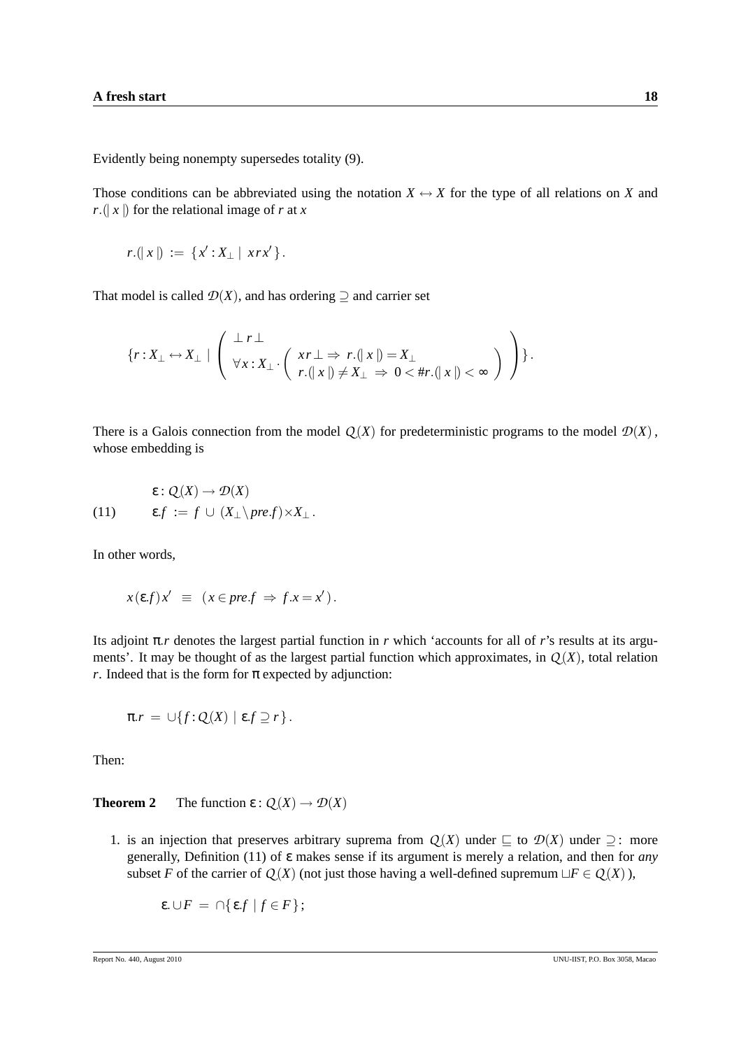Evidently being nonempty supersedes totality (9).

Those conditions can be abbreviated using the notation $X \leftrightarrow X$ for the type of all relations on $X$ and $r.(\!|\, x \,|\!)$ for the relational image of $r$ at $x$

$$r.(\!|\, x \,|\!) \;:=\; \{x' : X_\perp \mid x r x'\}\,.$$

That model is called $\mathcal{D}(X)$, and has ordering $\supseteq$ and carrier set

$$\{r : X_\perp \leftrightarrow X_\perp \mid \left( \begin{array}{l} \perp r \perp \\ \forall x : X_\perp \cdot \left( \begin{array}{l} x r \perp \Rightarrow r.(\!|\, x \,|\!) = X_\perp \\ r.(\!|\, x \,|\!) \neq X_\perp \;\Rightarrow\; 0 < \# r.(\!|\, x \,|\!) < \infty \end{array} \right) \end{array} \right)\}\,.$$

There is a Galois connection from the model $Q(X)$ for predeterministic programs to the model $\mathcal{D}(X)$, whose embedding is

$$\begin{array}{ll} & \varepsilon : Q(X) \to \mathcal{D}(X) \\ (11) \qquad & \varepsilon.f \;:=\; f \,\cup\, (X_\perp \setminus pre.f) \times X_\perp\,. \end{array}$$

In other words,

$$x(\varepsilon.f)x' \;\equiv\; (x \in pre.f \;\Rightarrow\; f.x = x')\,.$$

Its adjoint $\pi.r$ denotes the largest partial function in $r$ which 'accounts for all of $r$'s results at its arguments'. It may be thought of as the largest partial function which approximates, in $Q(X)$, total relation $r$. Indeed that is the form for $\pi$ expected by adjunction:

$$\pi.r \;=\; \cup\{f : Q(X) \mid \varepsilon.f \supseteq r\}\,.$$

Then:

**Theorem 2** The function $\varepsilon : Q(X) \to \mathcal{D}(X)$

1. is an injection that preserves arbitrary suprema from $Q(X)$ under $\sqsubseteq$ to $\mathcal{D}(X)$ under $\supseteq$: more generally, Definition (11) of $\varepsilon$ makes sense if its argument is merely a relation, and then for *any* subset $F$ of the carrier of $Q(X)$ (not just those having a well-defined supremum $\sqcup F \in Q(X)$),

$$\varepsilon.\cup F \;=\; \cap\{\varepsilon.f \mid f \in F\}\,;$$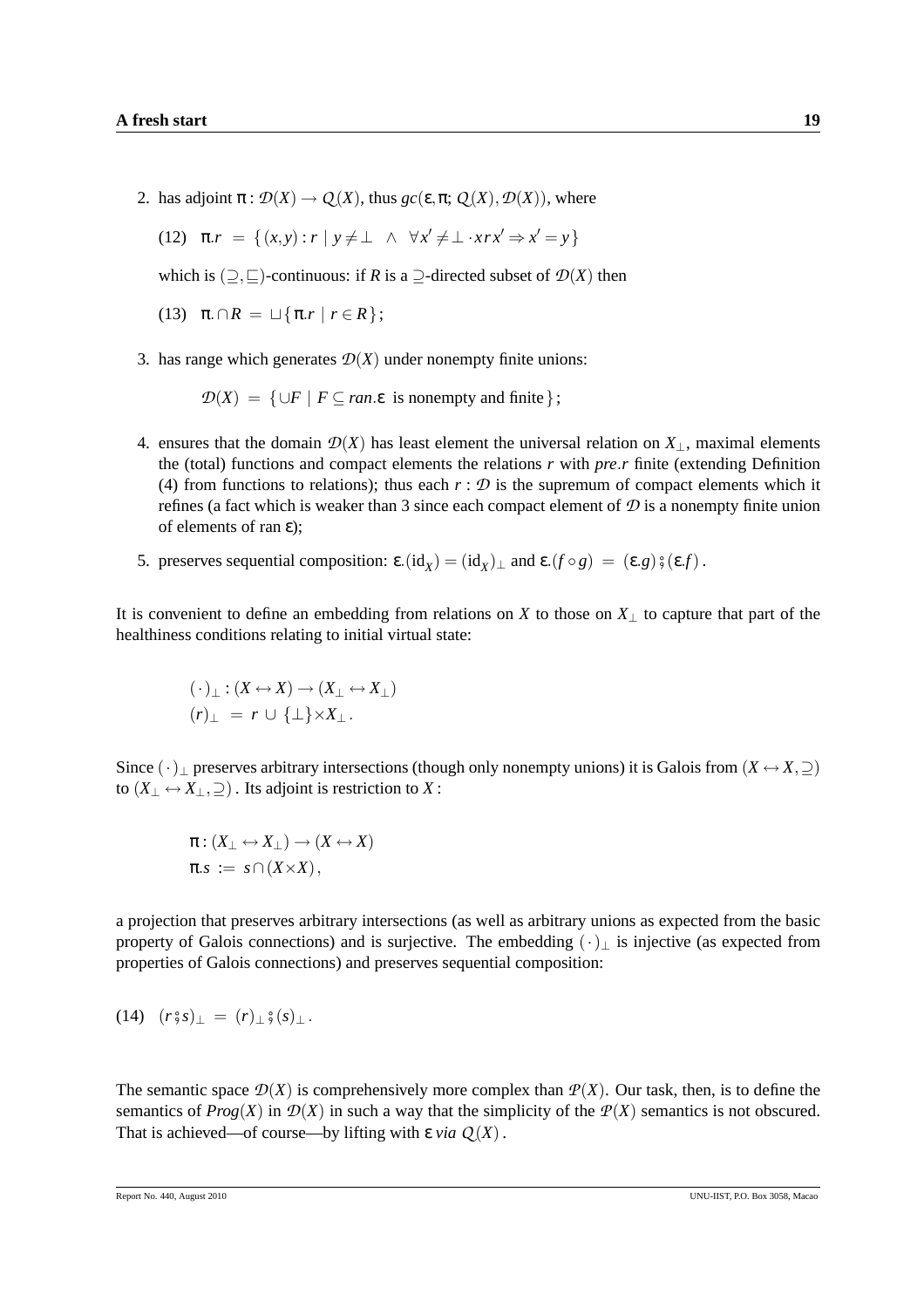2. has adjoint $\pi : \mathcal{D}(X) \to \mathcal{Q}(X)$, thus $gc(\varepsilon, \pi;\ \mathcal{Q}(X), \mathcal{D}(X))$, where

   (12) $\quad \pi.r \;=\; \{(x,y) : r \mid y \neq \bot \;\wedge\; \forall x' \neq \bot \cdot x\,r\,x' \Rightarrow x' = y\}$

   which is $(\supseteq, \sqsubseteq)$-continuous: if $R$ is a $\supseteq$-directed subset of $\mathcal{D}(X)$ then

   (13) $\quad \pi.\cap R \;=\; \sqcup\{\pi.r \mid r \in R\}$;

3. has range which generates $\mathcal{D}(X)$ under nonempty finite unions:

   $$\mathcal{D}(X) \;=\; \{\cup F \mid F \subseteq ran.\varepsilon \text{ is nonempty and finite}\};$$

4. ensures that the domain $\mathcal{D}(X)$ has least element the universal relation on $X_\bot$, maximal elements the (total) functions and compact elements the relations $r$ with $pre.r$ finite (extending Definition (4) from functions to relations); thus each $r : \mathcal{D}$ is the supremum of compact elements which it refines (a fact which is weaker than 3 since each compact element of $\mathcal{D}$ is a nonempty finite union of elements of ran $\varepsilon$);

5. preserves sequential composition: $\varepsilon.(\mathrm{id}_X) = (\mathrm{id}_X)_\bot$ and $\varepsilon.(f \circ g) \;=\; (\varepsilon.g) \mathbin{⨾} (\varepsilon.f)$.

It is convenient to define an embedding from relations on $X$ to those on $X_\bot$ to capture that part of the healthiness conditions relating to initial virtual state:

$$(\cdot)_\bot : (X \leftrightarrow X) \to (X_\bot \leftrightarrow X_\bot)$$
$$(r)_\bot \;=\; r \,\cup\, \{\bot\} \times X_\bot\,.$$

Since $(\cdot)_\bot$ preserves arbitrary intersections (though only nonempty unions) it is Galois from $(X \leftrightarrow X, \supseteq)$ to $(X_\bot \leftrightarrow X_\bot, \supseteq)$. Its adjoint is restriction to $X$:

$$\pi : (X_\bot \leftrightarrow X_\bot) \to (X \leftrightarrow X)$$
$$\pi.s \;:=\; s \cap (X \times X)\,,$$

a projection that preserves arbitrary intersections (as well as arbitrary unions as expected from the basic property of Galois connections) and is surjective. The embedding $(\cdot)_\bot$ is injective (as expected from properties of Galois connections) and preserves sequential composition:

(14) $\quad (r \mathbin{⨾} s)_\bot \;=\; (r)_\bot \mathbin{⨾} (s)_\bot\,.$

The semantic space $\mathcal{D}(X)$ is comprehensively more complex than $\mathcal{P}(X)$. Our task, then, is to define the semantics of $Prog(X)$ in $\mathcal{D}(X)$ in such a way that the simplicity of the $\mathcal{P}(X)$ semantics is not obscured. That is achieved—of course—by lifting with $\varepsilon$ *via* $\mathcal{Q}(X)$.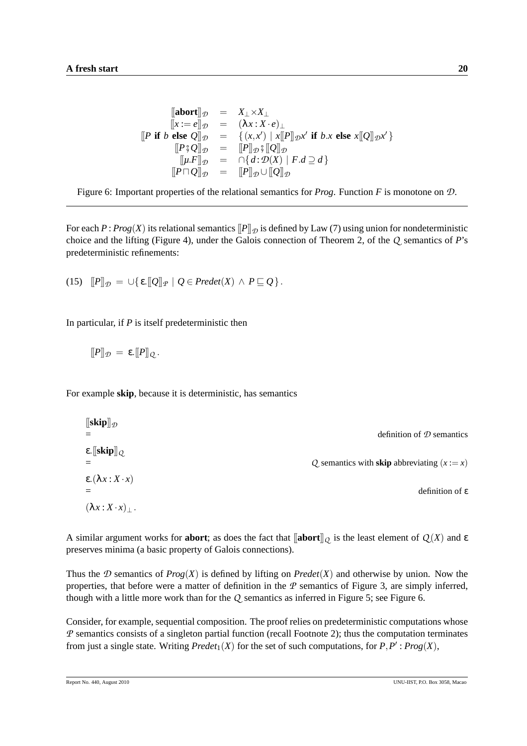$$
\begin{array}{rcl}
[\![\mathbf{abort}]\!]_{\mathcal{D}} & = & X_\perp \times X_\perp \\
[\![x := e]\!]_{\mathcal{D}} & = & (\lambda x : X \cdot e)_\perp \\
[\![P \textbf{ if } b \textbf{ else } Q]\!]_{\mathcal{D}} & = & \{ (x, x') \mid x [\![P]\!]_{\mathcal{D}} x' \textbf{ if } b.x \textbf{ else } x [\![Q]\!]_{\mathcal{D}} x' \} \\
[\![P \,⨟\, Q]\!]_{\mathcal{D}} & = & [\![P]\!]_{\mathcal{D}} \,⨟\, [\![Q]\!]_{\mathcal{D}} \\
[\![\mu.F]\!]_{\mathcal{D}} & = & \cap \{ d : \mathcal{D}(X) \mid F.d \supseteq d \} \\
[\![P \sqcap Q]\!]_{\mathcal{D}} & = & [\![P]\!]_{\mathcal{D}} \cup [\![Q]\!]_{\mathcal{D}}
\end{array}
$$

Figure 6: Important properties of the relational semantics for *Prog*. Function $F$ is monotone on $\mathcal{D}$.

For each $P : Prog(X)$ its relational semantics $[\![P]\!]_{\mathcal{D}}$ is defined by Law (7) using union for nondeterministic choice and the lifting (Figure 4), under the Galois connection of Theorem 2, of the $\mathcal{Q}$ semantics of $P$'s predeterministic refinements:

$$
(15) \quad [\![P]\!]_{\mathcal{D}} \; = \; \cup \{ \varepsilon.[\![Q]\!]_{\mathcal{P}} \mid Q \in Predet(X) \wedge P \sqsubseteq Q \} \, .
$$

In particular, if $P$ is itself predeterministic then

$$
[\![P]\!]_{\mathcal{D}} \; = \; \varepsilon.[\![P]\!]_{\mathcal{Q}} \, .
$$

For example **skip**, because it is deterministic, has semantics

$[\![\mathbf{skip}]\!]_{\mathcal{D}}$

= &nbsp;&nbsp;&nbsp;&nbsp; definition of $\mathcal{D}$ semantics

$\varepsilon.[\![\mathbf{skip}]\!]_{\mathcal{Q}}$

= &nbsp;&nbsp;&nbsp;&nbsp; $\mathcal{Q}$ semantics with **skip** abbreviating $(x := x)$

$\varepsilon.(\lambda x : X \cdot x)$

= &nbsp;&nbsp;&nbsp;&nbsp; definition of $\varepsilon$

$(\lambda x : X \cdot x)_\perp$ .

A similar argument works for **abort**; as does the fact that $[\![\mathbf{abort}]\!]_{\mathcal{Q}}$ is the least element of $\mathcal{Q}(X)$ and $\varepsilon$ preserves minima (a basic property of Galois connections).

Thus the $\mathcal{D}$ semantics of $Prog(X)$ is defined by lifting on $Predet(X)$ and otherwise by union. Now the properties, that before were a matter of definition in the $\mathcal{P}$ semantics of Figure 3, are simply inferred, though with a little more work than for the $\mathcal{Q}$ semantics as inferred in Figure 5; see Figure 6.

Consider, for example, sequential composition. The proof relies on predeterministic computations whose $\mathcal{P}$ semantics consists of a singleton partial function (recall Footnote 2); thus the computation terminates from just a single state. Writing $Predet_1(X)$ for the set of such computations, for $P, P' : Prog(X)$,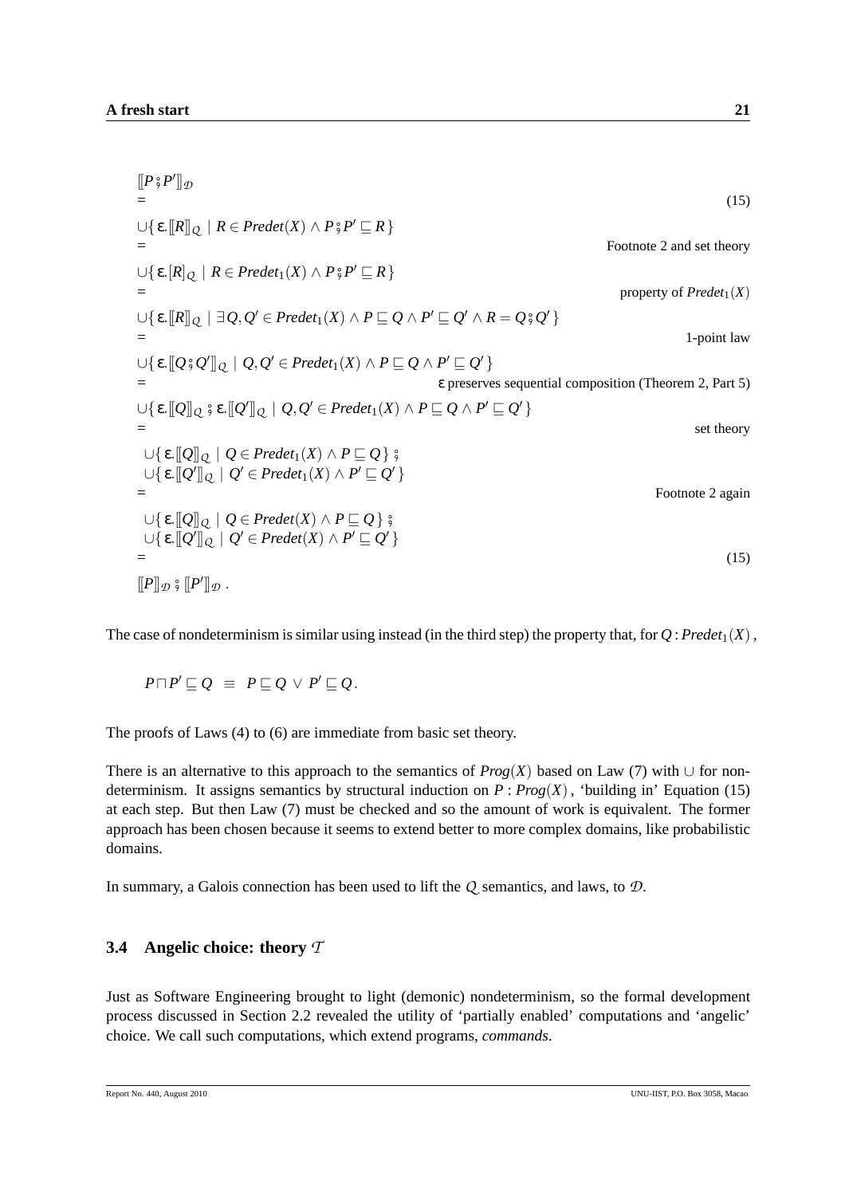$$
\begin{array}{ll}
[\![P \mathbin{;} P']\!]_{\mathcal{D}} & \\
= & (15) \\
\cup\{\, \varepsilon.[\![R]\!]_{\mathcal{Q}} \mid R \in \mathit{Predet}(X) \wedge P \mathbin{;} P' \sqsubseteq R \,\} & \\
= & \text{Footnote 2 and set theory} \\
\cup\{\, \varepsilon.[R]_{\mathcal{Q}} \mid R \in \mathit{Predet}_1(X) \wedge P \mathbin{;} P' \sqsubseteq R \,\} & \\
= & \text{property of } \mathit{Predet}_1(X) \\
\cup\{\, \varepsilon.[\![R]\!]_{\mathcal{Q}} \mid \exists Q, Q' \in \mathit{Predet}_1(X) \wedge P \sqsubseteq Q \wedge P' \sqsubseteq Q' \wedge R = Q \mathbin{;} Q' \,\} & \\
= & \text{1-point law} \\
\cup\{\, \varepsilon.[\![Q \mathbin{;} Q']\!]_{\mathcal{Q}} \mid Q, Q' \in \mathit{Predet}_1(X) \wedge P \sqsubseteq Q \wedge P' \sqsubseteq Q' \,\} & \\
= & \varepsilon \text{ preserves sequential composition (Theorem 2, Part 5)} \\
\cup\{\, \varepsilon.[\![Q]\!]_{\mathcal{Q}} \mathbin{;} \varepsilon.[\![Q']\!]_{\mathcal{Q}} \mid Q, Q' \in \mathit{Predet}_1(X) \wedge P \sqsubseteq Q \wedge P' \sqsubseteq Q' \,\} & \\
= & \text{set theory} \\
\cup\{\, \varepsilon.[\![Q]\!]_{\mathcal{Q}} \mid Q \in \mathit{Predet}_1(X) \wedge P \sqsubseteq Q \,\} \mathbin{;} & \\
\cup\{\, \varepsilon.[\![Q']\!]_{\mathcal{Q}} \mid Q' \in \mathit{Predet}_1(X) \wedge P' \sqsubseteq Q' \,\} & \\
= & \text{Footnote 2 again} \\
\cup\{\, \varepsilon.[\![Q]\!]_{\mathcal{Q}} \mid Q \in \mathit{Predet}(X) \wedge P \sqsubseteq Q \,\} \mathbin{;} & \\
\cup\{\, \varepsilon.[\![Q']\!]_{\mathcal{Q}} \mid Q' \in \mathit{Predet}(X) \wedge P' \sqsubseteq Q' \,\} & \\
= & (15) \\
[\![P]\!]_{\mathcal{D}} \mathbin{;} [\![P']\!]_{\mathcal{D}} \,. &
\end{array}
$$

The case of nondeterminism is similar using instead (in the third step) the property that, for $Q : \mathit{Predet}_1(X)$,

$$
P \sqcap P' \sqsubseteq Q \;\equiv\; P \sqsubseteq Q \,\vee\, P' \sqsubseteq Q \,.
$$

The proofs of Laws (4) to (6) are immediate from basic set theory.

There is an alternative to this approach to the semantics of $\mathit{Prog}(X)$ based on Law (7) with $\cup$ for nondeterminism. It assigns semantics by structural induction on $P : \mathit{Prog}(X)$, 'building in' Equation (15) at each step. But then Law (7) must be checked and so the amount of work is equivalent. The former approach has been chosen because it seems to extend better to more complex domains, like probabilistic domains.

In summary, a Galois connection has been used to lift the $\mathcal{Q}$ semantics, and laws, to $\mathcal{D}$.

### 3.4 Angelic choice: theory $\mathcal{T}$

Just as Software Engineering brought to light (demonic) nondeterminism, so the formal development process discussed in Section 2.2 revealed the utility of 'partially enabled' computations and 'angelic' choice. We call such computations, which extend programs, *commands*.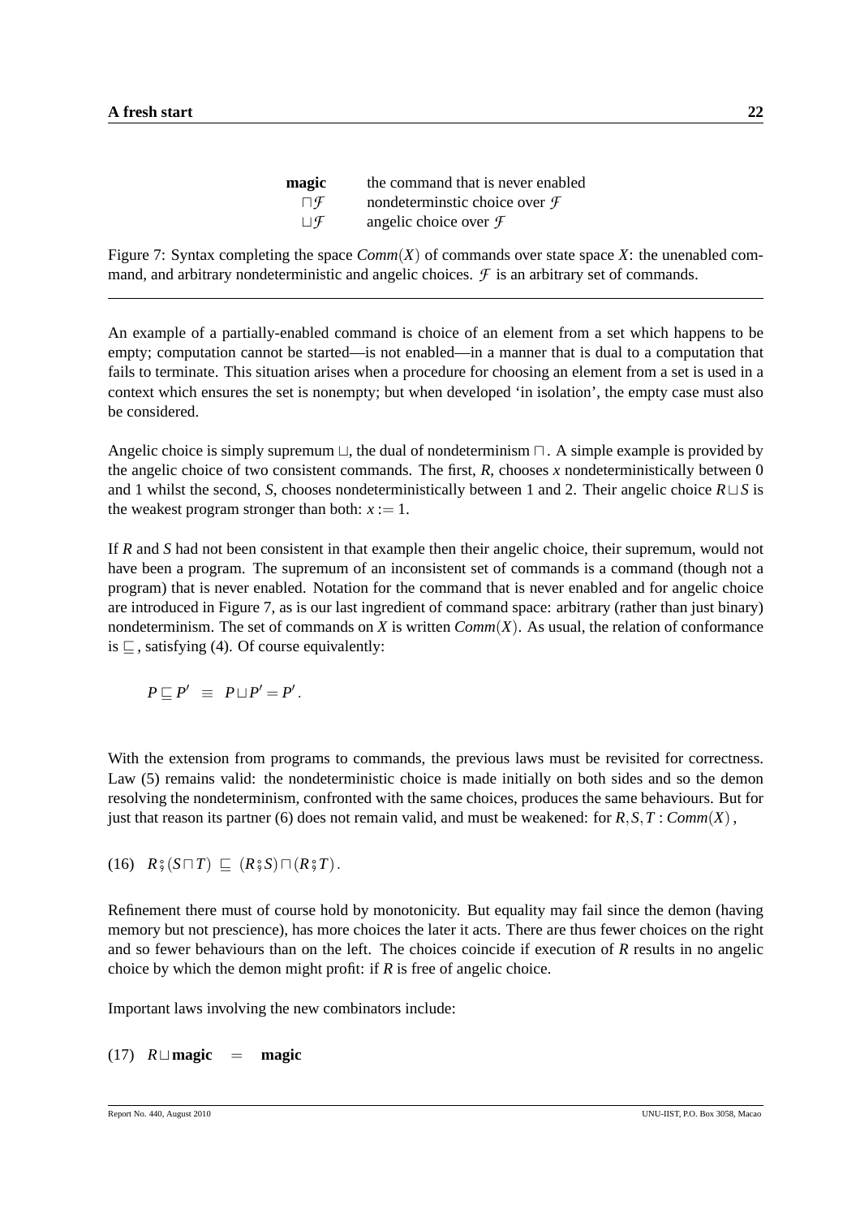| | |
|---|---|
| **magic** | the command that is never enabled |
| $\sqcap \mathcal{F}$ | nondeterminstic choice over $\mathcal{F}$ |
| $\sqcup \mathcal{F}$ | angelic choice over $\mathcal{F}$ |

Figure 7: Syntax completing the space $Comm(X)$ of commands over state space $X$: the unenabled command, and arbitrary nondeterministic and angelic choices. $\mathcal{F}$ is an arbitrary set of commands.

---

An example of a partially-enabled command is choice of an element from a set which happens to be empty; computation cannot be started—is not enabled—in a manner that is dual to a computation that fails to terminate. This situation arises when a procedure for choosing an element from a set is used in a context which ensures the set is nonempty; but when developed 'in isolation', the empty case must also be considered.

Angelic choice is simply supremum $\sqcup$, the dual of nondeterminism $\sqcap$. A simple example is provided by the angelic choice of two consistent commands. The first, $R$, chooses $x$ nondeterministically between 0 and 1 whilst the second, $S$, chooses nondeterministically between 1 and 2. Their angelic choice $R \sqcup S$ is the weakest program stronger than both: $x := 1$.

If $R$ and $S$ had not been consistent in that example then their angelic choice, their supremum, would not have been a program. The supremum of an inconsistent set of commands is a command (though not a program) that is never enabled. Notation for the command that is never enabled and for angelic choice are introduced in Figure 7, as is our last ingredient of command space: arbitrary (rather than just binary) nondeterminism. The set of commands on $X$ is written $Comm(X)$. As usual, the relation of conformance is $\sqsubseteq$, satisfying (4). Of course equivalently:

$$P \sqsubseteq P' \ \equiv \ P \sqcup P' = P' .$$

With the extension from programs to commands, the previous laws must be revisited for correctness. Law (5) remains valid: the nondeterministic choice is made initially on both sides and so the demon resolving the nondeterminism, confronted with the same choices, produces the same behaviours. But for just that reason its partner (6) does not remain valid, and must be weakened: for $R, S, T : Comm(X)$,

$$(16) \quad R \mathbin{;} (S \sqcap T) \ \sqsubseteq \ (R \mathbin{;} S) \sqcap (R \mathbin{;} T) .$$

Refinement there must of course hold by monotonicity. But equality may fail since the demon (having memory but not prescience), has more choices the later it acts. There are thus fewer choices on the right and so fewer behaviours than on the left. The choices coincide if execution of $R$ results in no angelic choice by which the demon might profit: if $R$ is free of angelic choice.

Important laws involving the new combinators include:

$$(17) \quad R \sqcup \textbf{magic} \quad = \quad \textbf{magic}$$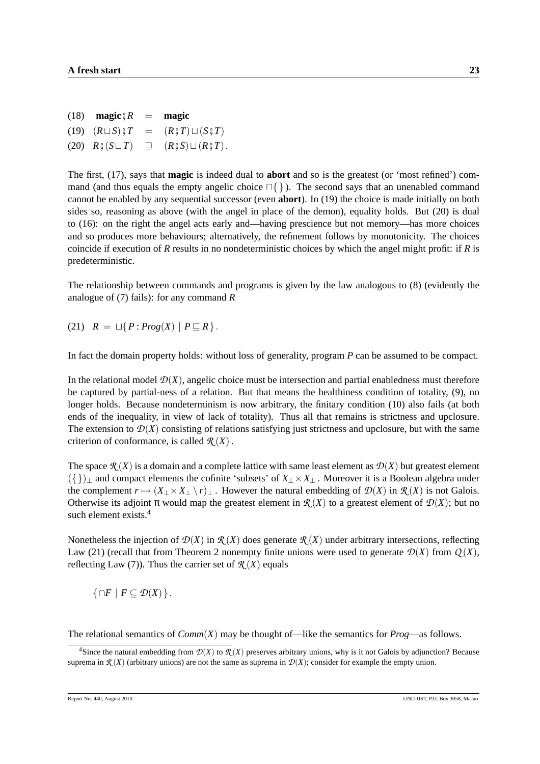$$
\begin{array}{llll}
(18) & \mathbf{magic} \,{}_{9}^{\circ}\, R & = & \mathbf{magic} \\
(19) & (R \sqcup S) \,{}_{9}^{\circ}\, T & = & (R \,{}_{9}^{\circ}\, T) \sqcup (S \,{}_{9}^{\circ}\, T) \\
(20) & R \,{}_{9}^{\circ}\, (S \sqcup T) & \sqsupseteq & (R \,{}_{9}^{\circ}\, S) \sqcup (R \,{}_{9}^{\circ}\, T) .
\end{array}
$$

The first, (17), says that **magic** is indeed dual to **abort** and so is the greatest (or 'most refined') command (and thus equals the empty angelic choice $\sqcap\{\}$). The second says that an unenabled command cannot be enabled by any sequential successor (even **abort**). In (19) the choice is made initially on both sides so, reasoning as above (with the angel in place of the demon), equality holds. But (20) is dual to (16): on the right the angel acts early and—having prescience but not memory—has more choices and so produces more behaviours; alternatively, the refinement follows by monotonicity. The choices coincide if execution of $R$ results in no nondeterministic choices by which the angel might profit: if $R$ is predeterministic.

The relationship between commands and programs is given by the law analogous to (8) (evidently the analogue of (7) fails): for any command $R$

(21) $R \;=\; \sqcup\{P : Prog(X) \mid P \sqsubseteq R\}$.

In fact the domain property holds: without loss of generality, program $P$ can be assumed to be compact.

In the relational model $\mathcal{D}(X)$, angelic choice must be intersection and partial enabledness must therefore be captured by partial-ness of a relation. But that means the healthiness condition of totality, (9), no longer holds. Because nondeterminism is now arbitrary, the finitary condition (10) also fails (at both ends of the inequality, in view of lack of totality). Thus all that remains is strictness and upclosure. The extension to $\mathcal{D}(X)$ consisting of relations satisfying just strictness and upclosure, but with the same criterion of conformance, is called $\mathcal{R}(X)$.

The space $\mathcal{R}(X)$ is a domain and a complete lattice with same least element as $\mathcal{D}(X)$ but greatest element $(\{\})_\perp$ and compact elements the cofinite 'subsets' of $X_\perp \times X_\perp$. Moreover it is a Boolean algebra under the complement $r \mapsto (X_\perp \times X_\perp \setminus r)_\perp$. However the natural embedding of $\mathcal{D}(X)$ in $\mathcal{R}(X)$ is not Galois. Otherwise its adjoint $\pi$ would map the greatest element in $\mathcal{R}(X)$ to a greatest element of $\mathcal{D}(X)$; but no such element exists.[4]

Nonetheless the injection of $\mathcal{D}(X)$ in $\mathcal{R}(X)$ does generate $\mathcal{R}(X)$ under arbitrary intersections, reflecting Law (21) (recall that from Theorem 2 nonempty finite unions were used to generate $\mathcal{D}(X)$ from $Q(X)$, reflecting Law (7)). Thus the carrier set of $\mathcal{R}(X)$ equals

$$\{\cap F \mid F \subseteq \mathcal{D}(X)\}.$$

The relational semantics of $Comm(X)$ may be thought of—like the semantics for $Prog$—as follows.

[4] Since the natural embedding from $\mathcal{D}(X)$ to $\mathcal{R}(X)$ preserves arbitrary unions, why is it not Galois by adjunction? Because suprema in $\mathcal{R}(X)$ (arbitrary unions) are not the same as suprema in $\mathcal{D}(X)$; consider for example the empty union.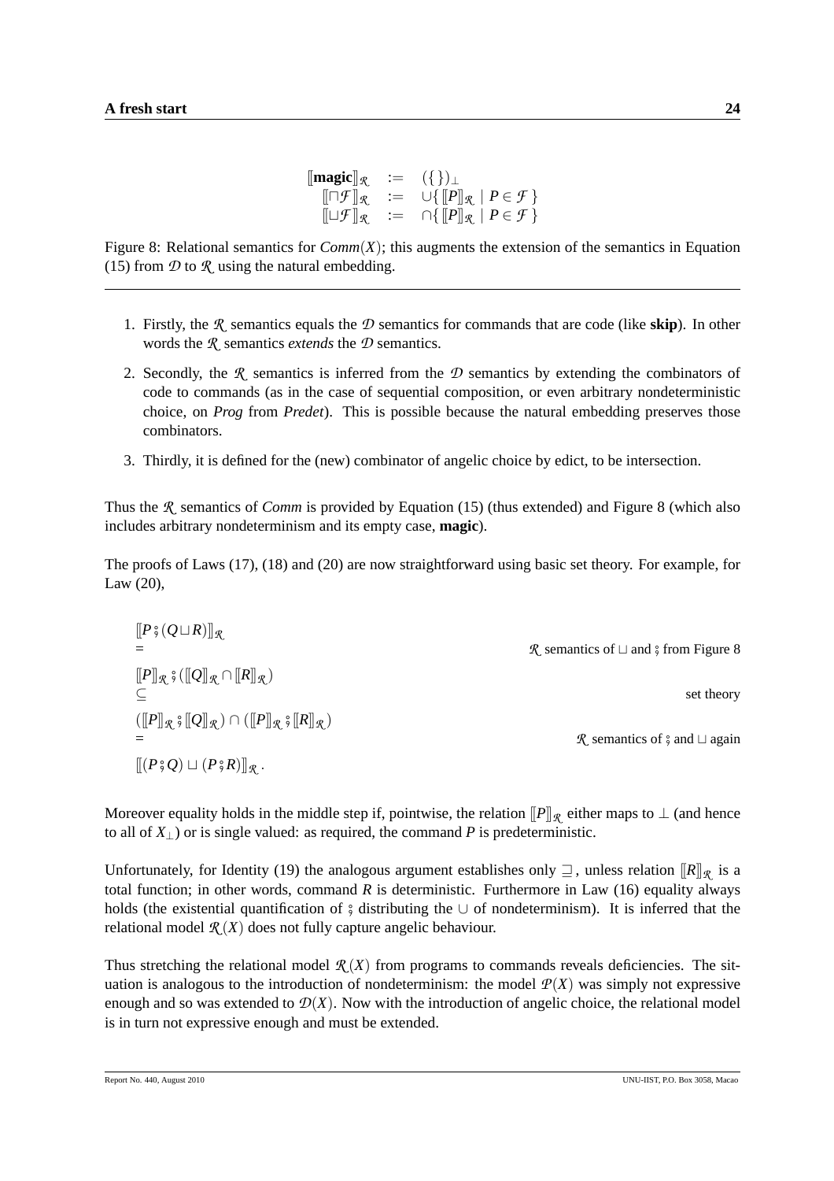$$
\begin{array}{rcl}
[\![\mathbf{magic}]\!]_{\mathcal{R}} & := & (\{\})_{\bot} \\
[\![\sqcap \mathcal{F}]\!]_{\mathcal{R}} & := & \cup\{\, [\![P]\!]_{\mathcal{R}} \mid P \in \mathcal{F} \,\} \\
[\![\sqcup \mathcal{F}]\!]_{\mathcal{R}} & := & \cap\{\, [\![P]\!]_{\mathcal{R}} \mid P \in \mathcal{F} \,\}
\end{array}
$$

Figure 8: Relational semantics for $\mathit{Comm}(X)$; this augments the extension of the semantics in Equation (15) from $\mathcal{D}$ to $\mathcal{R}$ using the natural embedding.

1. Firstly, the $\mathcal{R}$ semantics equals the $\mathcal{D}$ semantics for commands that are code (like **skip**). In other words the $\mathcal{R}$ semantics *extends* the $\mathcal{D}$ semantics.
2. Secondly, the $\mathcal{R}$ semantics is inferred from the $\mathcal{D}$ semantics by extending the combinators of code to commands (as in the case of sequential composition, or even arbitrary nondeterministic choice, on *Prog* from *Predet*). This is possible because the natural embedding preserves those combinators.
3. Thirdly, it is defined for the (new) combinator of angelic choice by edict, to be intersection.

Thus the $\mathcal{R}$ semantics of *Comm* is provided by Equation (15) (thus extended) and Figure 8 (which also includes arbitrary nondeterminism and its empty case, **magic**).

The proofs of Laws (17), (18) and (20) are now straightforward using basic set theory. For example, for Law (20),

$$
\begin{array}{ll}
[\![P \,;\, (Q \sqcup R)]\!]_{\mathcal{R}} & \\
= & \mathcal{R} \text{ semantics of } \sqcup \text{ and } ; \text{ from Figure 8} \\
[\![P]\!]_{\mathcal{R}} \,;\, ([\![Q]\!]_{\mathcal{R}} \cap [\![R]\!]_{\mathcal{R}}) & \\
\subseteq & \text{set theory} \\
([\![P]\!]_{\mathcal{R}} \,;\, [\![Q]\!]_{\mathcal{R}}) \cap ([\![P]\!]_{\mathcal{R}} \,;\, [\![R]\!]_{\mathcal{R}}) & \\
= & \mathcal{R} \text{ semantics of } ; \text{ and } \sqcup \text{ again} \\
[\![(P \,;\, Q) \sqcup (P \,;\, R)]\!]_{\mathcal{R}} \,. &
\end{array}
$$

Moreover equality holds in the middle step if, pointwise, the relation $[\![P]\!]_{\mathcal{R}}$ either maps to $\bot$ (and hence to all of $X_{\bot}$) or is single valued: as required, the command $P$ is predeterministic.

Unfortunately, for Identity (19) the analogous argument establishes only $\sqsupseteq$, unless relation $[\![R]\!]_{\mathcal{R}}$ is a total function; in other words, command $R$ is deterministic. Furthermore in Law (16) equality always holds (the existential quantification of $;$ distributing the $\cup$ of nondeterminism). It is inferred that the relational model $\mathcal{R}(X)$ does not fully capture angelic behaviour.

Thus stretching the relational model $\mathcal{R}(X)$ from programs to commands reveals deficiencies. The situation is analogous to the introduction of nondeterminism: the model $\mathcal{P}(X)$ was simply not expressive enough and so was extended to $\mathcal{D}(X)$. Now with the introduction of angelic choice, the relational model is in turn not expressive enough and must be extended.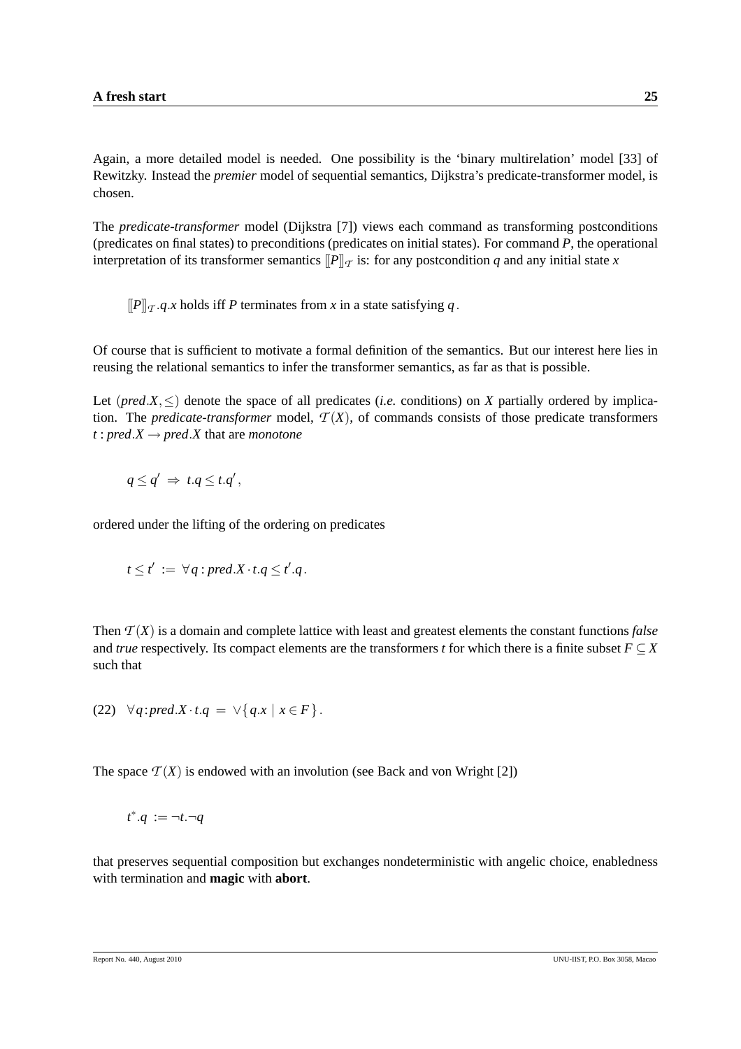Again, a more detailed model is needed. One possibility is the 'binary multirelation' model [33] of Rewitzky. Instead the *premier* model of sequential semantics, Dijkstra's predicate-transformer model, is chosen.

The *predicate-transformer* model (Dijkstra [7]) views each command as transforming postconditions (predicates on final states) to preconditions (predicates on initial states). For command $P$, the operational interpretation of its transformer semantics $[\![P]\!]_{\mathcal{T}}$ is: for any postcondition $q$ and any initial state $x$

$$[\![P]\!]_{\mathcal{T}}.q.x \text{ holds iff } P \text{ terminates from } x \text{ in a state satisfying } q\,.$$

Of course that is sufficient to motivate a formal definition of the semantics. But our interest here lies in reusing the relational semantics to infer the transformer semantics, as far as that is possible.

Let $(pred.X, \leq)$ denote the space of all predicates (*i.e.* conditions) on $X$ partially ordered by implication. The *predicate-transformer* model, $\mathcal{T}(X)$, of commands consists of those predicate transformers $t : pred.X \to pred.X$ that are *monotone*

$$q \leq q' \;\Rightarrow\; t.q \leq t.q'\,,$$

ordered under the lifting of the ordering on predicates

$$t \leq t' \;:=\; \forall q : pred.X \cdot t.q \leq t'.q\,.$$

Then $\mathcal{T}(X)$ is a domain and complete lattice with least and greatest elements the constant functions *false* and *true* respectively. Its compact elements are the transformers $t$ for which there is a finite subset $F \subseteq X$ such that

$$(22) \quad \forall q : pred.X \cdot t.q \;=\; \vee\{q.x \mid x \in F\}\,.$$

The space $\mathcal{T}(X)$ is endowed with an involution (see Back and von Wright [2])

$$t^*.q \;:= \neg t.\neg q$$

that preserves sequential composition but exchanges nondeterministic with angelic choice, enabledness with termination and **magic** with **abort**.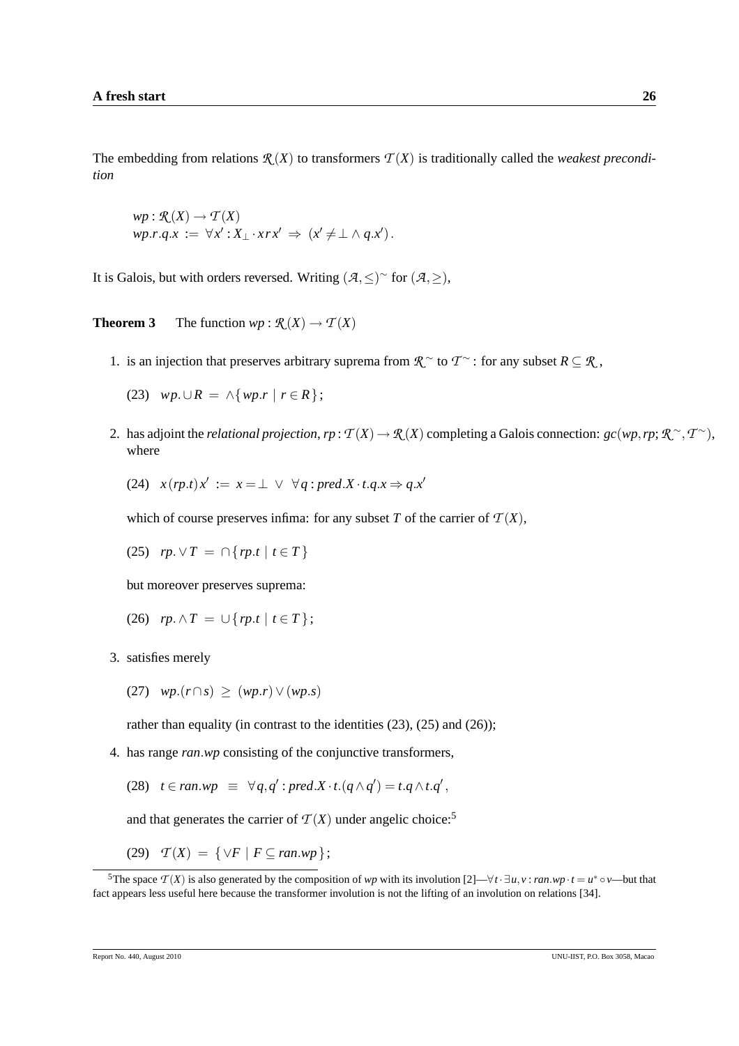The embedding from relations $\mathcal{R}(X)$ to transformers $\mathcal{T}(X)$ is traditionally called the *weakest precondition*

$$
\begin{aligned}
& wp : \mathcal{R}(X) \to \mathcal{T}(X) \\
& wp.r.q.x \;:=\; \forall x' : X_\perp \cdot x\,r\,x' \;\Rightarrow\; (x' \neq \perp \wedge q.x')\,.
\end{aligned}
$$

It is Galois, but with orders reversed. Writing $(\mathcal{A}, \leq)^\sim$ for $(\mathcal{A}, \geq)$,

**Theorem 3** The function $wp : \mathcal{R}(X) \to \mathcal{T}(X)$

1. is an injection that preserves arbitrary suprema from $\mathcal{R}^\sim$ to $\mathcal{T}^\sim$: for any subset $R \subseteq \mathcal{R}$,

   (23) $\quad wp.\cup R \;=\; \wedge\{wp.r \mid r \in R\}$;

2. has adjoint the *relational projection*, $rp : \mathcal{T}(X) \to \mathcal{R}(X)$ completing a Galois connection: $gc(wp, rp; \mathcal{R}^\sim, \mathcal{T}^\sim)$, where

   (24) $\quad x\,(rp.t)\,x' \;:=\; x = \perp \;\vee\; \forall q : pred.X \cdot t.q.x \Rightarrow q.x'$

   which of course preserves infima: for any subset $T$ of the carrier of $\mathcal{T}(X)$,

   (25) $\quad rp.\vee T \;=\; \cap\{rp.t \mid t \in T\}$

   but moreover preserves suprema:

   (26) $\quad rp.\wedge T \;=\; \cup\{rp.t \mid t \in T\}$;

3. satisfies merely

   (27) $\quad wp.(r \cap s) \;\geq\; (wp.r) \vee (wp.s)$

   rather than equality (in contrast to the identities (23), (25) and (26));

4. has range $ran.wp$ consisting of the conjunctive transformers,

   (28) $\quad t \in ran.wp \;\equiv\; \forall q, q' : pred.X \cdot t.(q \wedge q') = t.q \wedge t.q'$,

   and that generates the carrier of $\mathcal{T}(X)$ under angelic choice:[5]

   (29) $\quad \mathcal{T}(X) \;=\; \{\vee F \mid F \subseteq ran.wp\}$;

[5] The space $\mathcal{T}(X)$ is also generated by the composition of $wp$ with its involution [2]—$\forall t \cdot \exists u, v : ran.wp \cdot t = u^* \circ v$—but that fact appears less useful here because the transformer involution is not the lifting of an involution on relations [34].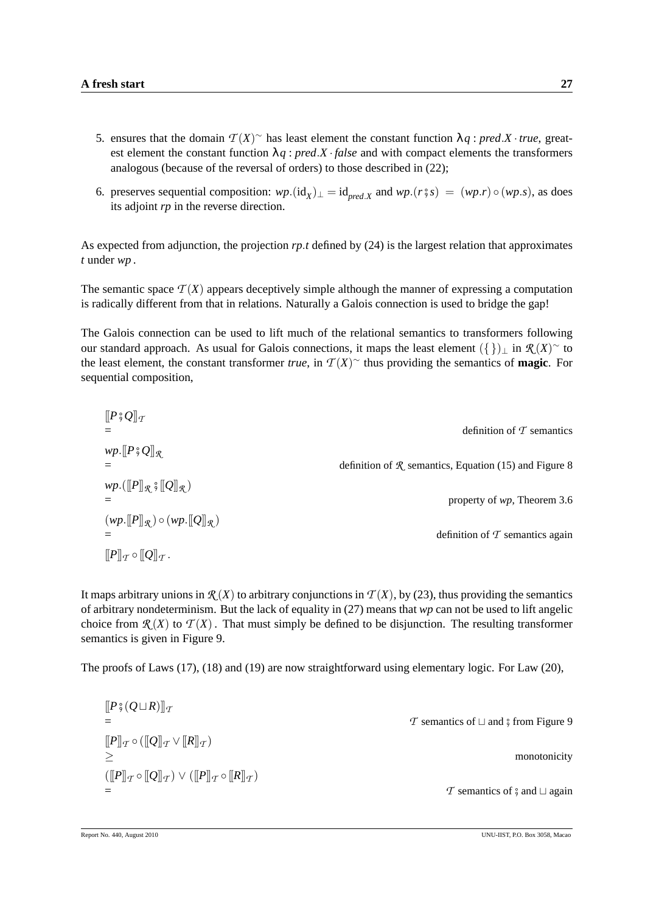5. ensures that the domain $\mathcal{T}(X)^{\sim}$ has least element the constant function $\lambda q : pred.X \cdot true$, greatest element the constant function $\lambda q : pred.X \cdot false$ and with compact elements the transformers analogous (because of the reversal of orders) to those described in (22);

6. preserves sequential composition: $wp.(\mathrm{id}_X)_\perp = \mathrm{id}_{pred.X}$ and $wp.(r \mathbin{;} s) \; = \; (wp.r) \circ (wp.s)$, as does its adjoint $rp$ in the reverse direction.

As expected from adjunction, the projection $rp.t$ defined by (24) is the largest relation that approximates $t$ under $wp$.

The semantic space $\mathcal{T}(X)$ appears deceptively simple although the manner of expressing a computation is radically different from that in relations. Naturally a Galois connection is used to bridge the gap!

The Galois connection can be used to lift much of the relational semantics to transformers following our standard approach. As usual for Galois connections, it maps the least element $(\{\})_\perp$ in $\mathcal{R}(X)^{\sim}$ to the least element, the constant transformer $true$, in $\mathcal{T}(X)^{\sim}$ thus providing the semantics of **magic**. For sequential composition,

$$
\begin{array}{ll}
[\![P \mathbin{;} Q]\!]_{\mathcal{T}} & \\
= & \text{definition of } \mathcal{T} \text{ semantics} \\
wp.[\![P \mathbin{;} Q]\!]_{\mathcal{R}} & \\
= & \text{definition of } \mathcal{R} \text{ semantics, Equation (15) and Figure 8} \\
wp.([\![P]\!]_{\mathcal{R}} \mathbin{;} [\![Q]\!]_{\mathcal{R}}) & \\
= & \text{property of } wp \text{, Theorem 3.6} \\
(wp.[\![P]\!]_{\mathcal{R}}) \circ (wp.[\![Q]\!]_{\mathcal{R}}) & \\
= & \text{definition of } \mathcal{T} \text{ semantics again} \\
[\![P]\!]_{\mathcal{T}} \circ [\![Q]\!]_{\mathcal{T}}\,. &
\end{array}
$$

It maps arbitrary unions in $\mathcal{R}(X)$ to arbitrary conjunctions in $\mathcal{T}(X)$, by (23), thus providing the semantics of arbitrary nondeterminism. But the lack of equality in (27) means that $wp$ can not be used to lift angelic choice from $\mathcal{R}(X)$ to $\mathcal{T}(X)$. That must simply be defined to be disjunction. The resulting transformer semantics is given in Figure 9.

The proofs of Laws (17), (18) and (19) are now straightforward using elementary logic. For Law (20),

$$
\begin{array}{ll}
[\![P \mathbin{;} (Q \sqcup R)]\!]_{\mathcal{T}} & \\
= & \mathcal{T} \text{ semantics of } \sqcup \text{ and } ; \text{ from Figure 9} \\
[\![P]\!]_{\mathcal{T}} \circ ([\![Q]\!]_{\mathcal{T}} \vee [\![R]\!]_{\mathcal{T}}) & \\
\geq & \text{monotonicity} \\
([\![P]\!]_{\mathcal{T}} \circ [\![Q]\!]_{\mathcal{T}}) \vee ([\![P]\!]_{\mathcal{T}} \circ [\![R]\!]_{\mathcal{T}}) & \\
= & \mathcal{T} \text{ semantics of } ; \text{ and } \sqcup \text{ again}
\end{array}
$$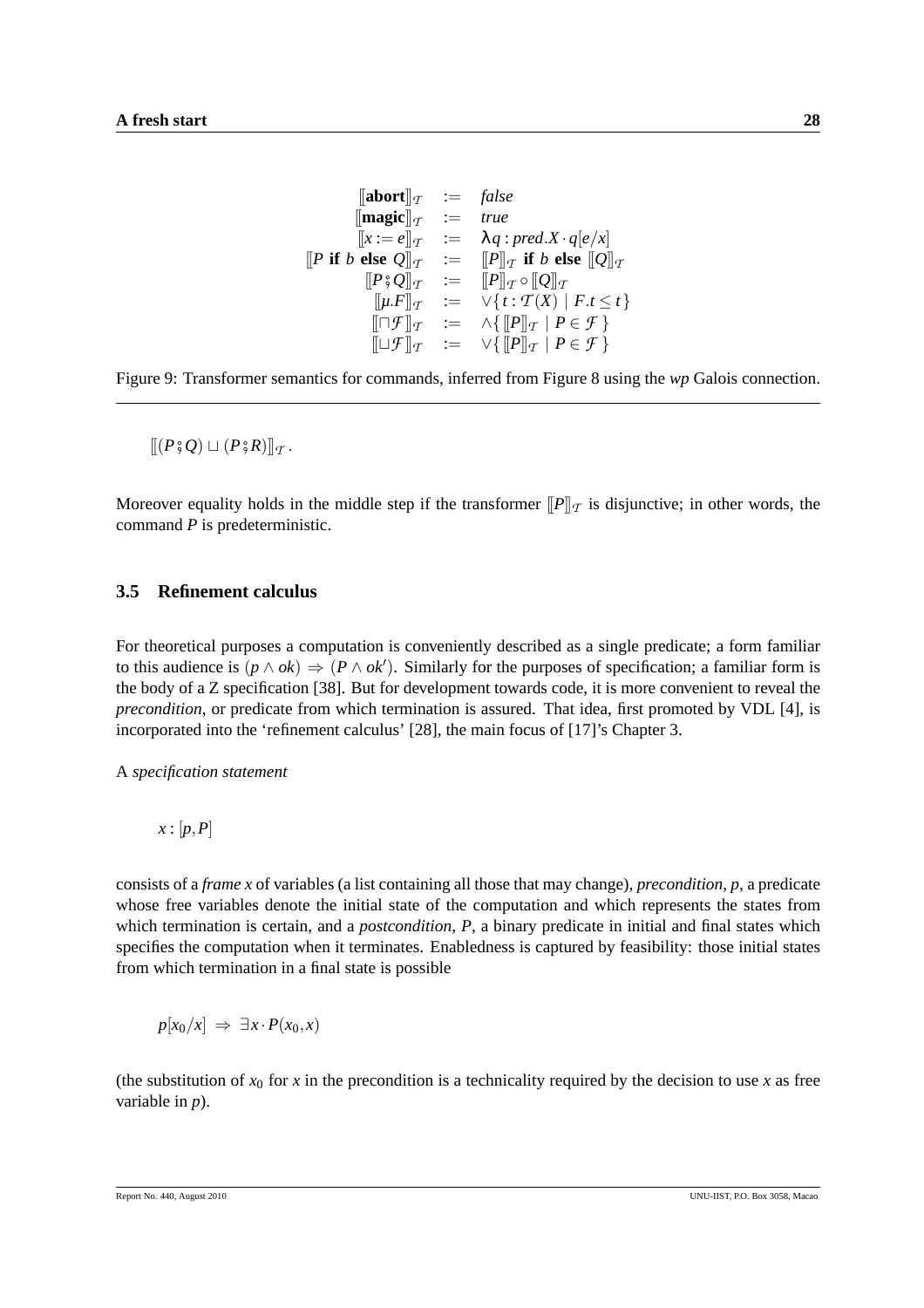$$
\begin{array}{rcl}
[\![\mathbf{abort}]\!]_{\mathcal{T}} & := & \mathit{false} \\
[\![\mathbf{magic}]\!]_{\mathcal{T}} & := & \mathit{true} \\
[\![x := e]\!]_{\mathcal{T}} & := & \lambda q : \mathit{pred}.X \cdot q[e/x] \\
[\![P \textbf{ if } b \textbf{ else } Q]\!]_{\mathcal{T}} & := & [\![P]\!]_{\mathcal{T}} \textbf{ if } b \textbf{ else } [\![Q]\!]_{\mathcal{T}} \\
[\![P \mathbin{⨾} Q]\!]_{\mathcal{T}} & := & [\![P]\!]_{\mathcal{T}} \circ [\![Q]\!]_{\mathcal{T}} \\
[\![\mu.F]\!]_{\mathcal{T}} & := & \vee\{\, t : \mathcal{T}(X) \mid F.t \leq t \,\} \\
[\![\sqcap \mathcal{F}]\!]_{\mathcal{T}} & := & \wedge\{\, [\![P]\!]_{\mathcal{T}} \mid P \in \mathcal{F} \,\} \\
[\![\sqcup \mathcal{F}]\!]_{\mathcal{T}} & := & \vee\{\, [\![P]\!]_{\mathcal{T}} \mid P \in \mathcal{F} \,\}
\end{array}
$$

Figure 9: Transformer semantics for commands, inferred from Figure 8 using the *wp* Galois connection.

$$[\![(P \mathbin{⨾} Q) \sqcup (P \mathbin{⨾} R)]\!]_{\mathcal{T}} \,.$$

Moreover equality holds in the middle step if the transformer $[\![P]\!]_{\mathcal{T}}$ is disjunctive; in other words, the command $P$ is predeterministic.

### 3.5 Refinement calculus

For theoretical purposes a computation is conveniently described as a single predicate; a form familiar to this audience is $(p \wedge ok) \Rightarrow (P \wedge ok')$. Similarly for the purposes of specification; a familiar form is the body of a Z specification [38]. But for development towards code, it is more convenient to reveal the *precondition*, or predicate from which termination is assured. That idea, first promoted by VDL [4], is incorporated into the 'refinement calculus' [28], the main focus of [17]'s Chapter 3.

A *specification statement*

$$x : [p, P]$$

consists of a *frame* $x$ of variables (a list containing all those that may change), *precondition*, $p$, a predicate whose free variables denote the initial state of the computation and which represents the states from which termination is certain, and a *postcondition*, $P$, a binary predicate in initial and final states which specifies the computation when it terminates. Enabledness is captured by feasibility: those initial states from which termination in a final state is possible

$$p[x_0/x] \;\Rightarrow\; \exists x \cdot P(x_0, x)$$

(the substitution of $x_0$ for $x$ in the precondition is a technicality required by the decision to use $x$ as free variable in $p$).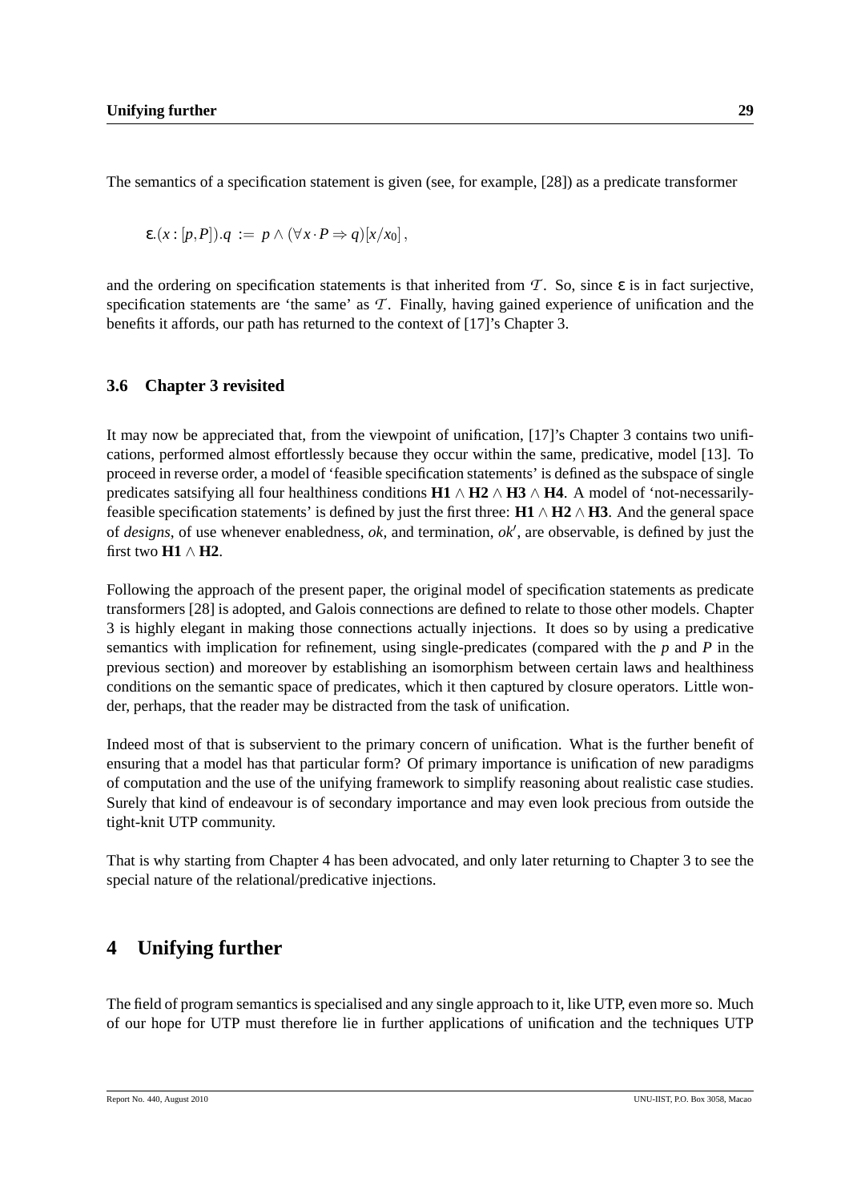The semantics of a specification statement is given (see, for example, [28]) as a predicate transformer

$$\varepsilon.(x : [p, P]).q \;:=\; p \wedge (\forall x \cdot P \Rightarrow q)[x/x_0]\,,$$

and the ordering on specification statements is that inherited from $\mathcal{T}$. So, since $\varepsilon$ is in fact surjective, specification statements are 'the same' as $\mathcal{T}$. Finally, having gained experience of unification and the benefits it affords, our path has returned to the context of [17]'s Chapter 3.

### 3.6 Chapter 3 revisited

It may now be appreciated that, from the viewpoint of unification, [17]'s Chapter 3 contains two unifications, performed almost effortlessly because they occur within the same, predicative, model [13]. To proceed in reverse order, a model of 'feasible specification statements' is defined as the subspace of single predicates satsifying all four healthiness conditions $\mathbf{H1} \wedge \mathbf{H2} \wedge \mathbf{H3} \wedge \mathbf{H4}$. A model of 'not-necessarily-feasible specification statements' is defined by just the first three: $\mathbf{H1} \wedge \mathbf{H2} \wedge \mathbf{H3}$. And the general space of *designs*, of use whenever enabledness, $ok$, and termination, $ok'$, are observable, is defined by just the first two $\mathbf{H1} \wedge \mathbf{H2}$.

Following the approach of the present paper, the original model of specification statements as predicate transformers [28] is adopted, and Galois connections are defined to relate to those other models. Chapter 3 is highly elegant in making those connections actually injections. It does so by using a predicative semantics with implication for refinement, using single-predicates (compared with the $p$ and $P$ in the previous section) and moreover by establishing an isomorphism between certain laws and healthiness conditions on the semantic space of predicates, which it then captured by closure operators. Little wonder, perhaps, that the reader may be distracted from the task of unification.

Indeed most of that is subservient to the primary concern of unification. What is the further benefit of ensuring that a model has that particular form? Of primary importance is unification of new paradigms of computation and the use of the unifying framework to simplify reasoning about realistic case studies. Surely that kind of endeavour is of secondary importance and may even look precious from outside the tight-knit UTP community.

That is why starting from Chapter 4 has been advocated, and only later returning to Chapter 3 to see the special nature of the relational/predicative injections.

## 4 Unifying further

The field of program semantics is specialised and any single approach to it, like UTP, even more so. Much of our hope for UTP must therefore lie in further applications of unification and the techniques UTP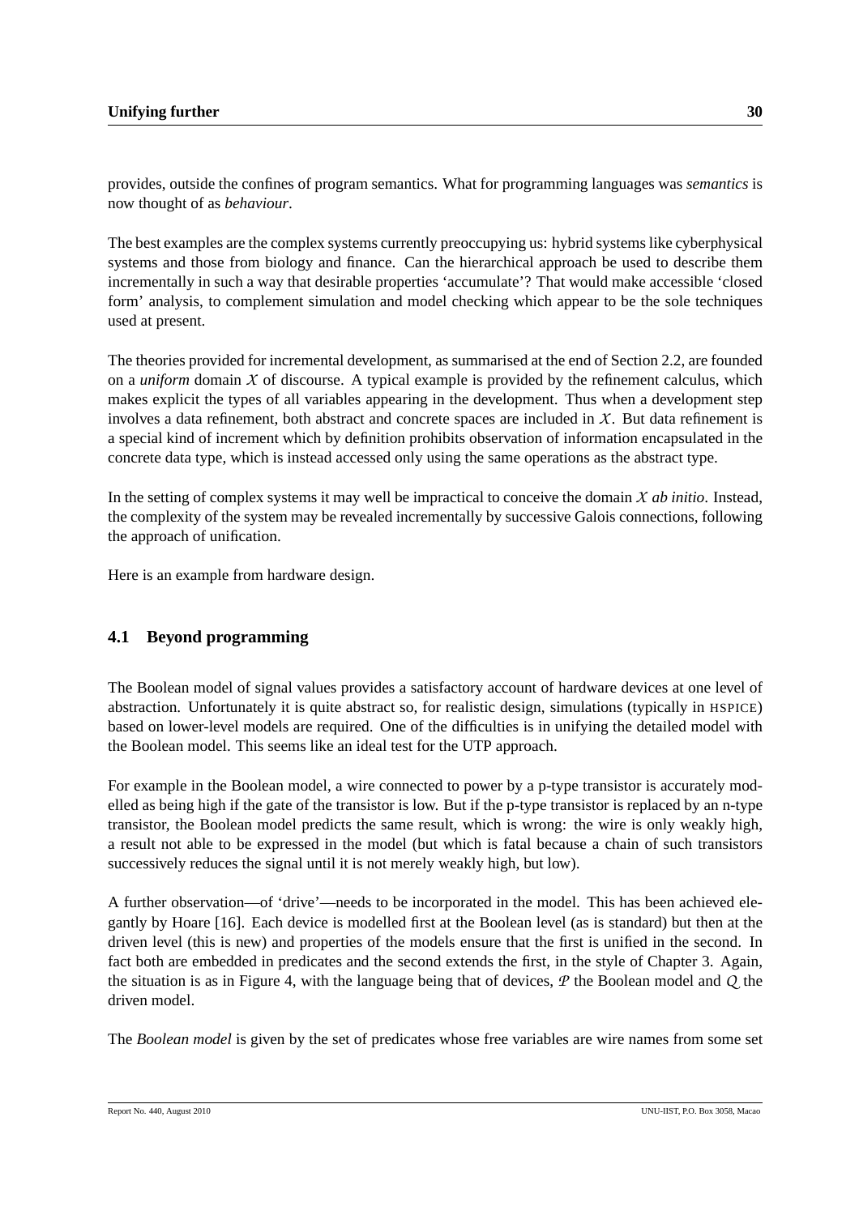provides, outside the confines of program semantics. What for programming languages was *semantics* is now thought of as *behaviour*.

The best examples are the complex systems currently preoccupying us: hybrid systems like cyberphysical systems and those from biology and finance. Can the hierarchical approach be used to describe them incrementally in such a way that desirable properties 'accumulate'? That would make accessible 'closed form' analysis, to complement simulation and model checking which appear to be the sole techniques used at present.

The theories provided for incremental development, as summarised at the end of Section 2.2, are founded on a *uniform* domain $\mathcal{X}$ of discourse. A typical example is provided by the refinement calculus, which makes explicit the types of all variables appearing in the development. Thus when a development step involves a data refinement, both abstract and concrete spaces are included in $\mathcal{X}$. But data refinement is a special kind of increment which by definition prohibits observation of information encapsulated in the concrete data type, which is instead accessed only using the same operations as the abstract type.

In the setting of complex systems it may well be impractical to conceive the domain $\mathcal{X}$ *ab initio*. Instead, the complexity of the system may be revealed incrementally by successive Galois connections, following the approach of unification.

Here is an example from hardware design.

## 4.1 Beyond programming

The Boolean model of signal values provides a satisfactory account of hardware devices at one level of abstraction. Unfortunately it is quite abstract so, for realistic design, simulations (typically in HSPICE) based on lower-level models are required. One of the difficulties is in unifying the detailed model with the Boolean model. This seems like an ideal test for the UTP approach.

For example in the Boolean model, a wire connected to power by a p-type transistor is accurately modelled as being high if the gate of the transistor is low. But if the p-type transistor is replaced by an n-type transistor, the Boolean model predicts the same result, which is wrong: the wire is only weakly high, a result not able to be expressed in the model (but which is fatal because a chain of such transistors successively reduces the signal until it is not merely weakly high, but low).

A further observation—of 'drive'—needs to be incorporated in the model. This has been achieved elegantly by Hoare [16]. Each device is modelled first at the Boolean level (as is standard) but then at the driven level (this is new) and properties of the models ensure that the first is unified in the second. In fact both are embedded in predicates and the second extends the first, in the style of Chapter 3. Again, the situation is as in Figure 4, with the language being that of devices, $\mathcal{P}$ the Boolean model and $\mathcal{Q}$ the driven model.

The *Boolean model* is given by the set of predicates whose free variables are wire names from some set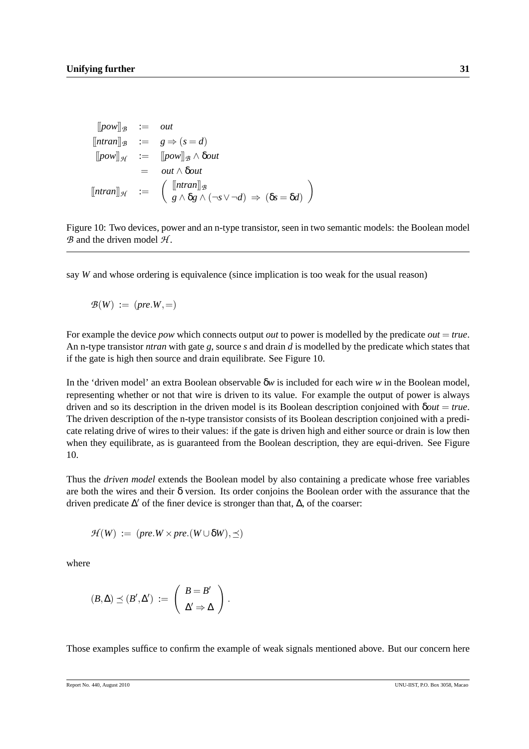$$
\begin{array}{rcl}
[\![pow]\!]_{\mathcal{B}} & := & out \\
[\![ntran]\!]_{\mathcal{B}} & := & g \Rightarrow (s = d) \\
[\![pow]\!]_{\mathcal{H}} & := & [\![pow]\!]_{\mathcal{B}} \wedge \delta out \\
& = & out \wedge \delta out \\
[\![ntran]\!]_{\mathcal{H}} & := & \left( \begin{array}{l} [\![ntran]\!]_{\mathcal{B}} \\ g \wedge \delta g \wedge (\neg s \vee \neg d) \;\Rightarrow\; (\delta s = \delta d) \end{array} \right)
\end{array}
$$

Figure 10: Two devices, power and an n-type transistor, seen in two semantic models: the Boolean model $\mathcal{B}$ and the driven model $\mathcal{H}$.

say $W$ and whose ordering is equivalence (since implication is too weak for the usual reason)

$$
\mathcal{B}(W) \;:=\; (pre.W, =)
$$

For example the device *pow* which connects output *out* to power is modelled by the predicate $out = true$. An n-type transistor *ntran* with gate $g$, source $s$ and drain $d$ is modelled by the predicate which states that if the gate is high then source and drain equilibrate. See Figure 10.

In the 'driven model' an extra Boolean observable $\delta w$ is included for each wire $w$ in the Boolean model, representing whether or not that wire is driven to its value. For example the output of power is always driven and so its description in the driven model is its Boolean description conjoined with $\delta out = true$. The driven description of the n-type transistor consists of its Boolean description conjoined with a predicate relating drive of wires to their values: if the gate is driven high and either source or drain is low then when they equilibrate, as is guaranteed from the Boolean description, they are equi-driven. See Figure 10.

Thus the *driven model* extends the Boolean model by also containing a predicate whose free variables are both the wires and their $\delta$ version. Its order conjoins the Boolean order with the assurance that the driven predicate $\Delta'$ of the finer device is stronger than that, $\Delta$, of the coarser:

$$
\mathcal{H}(W) \;:=\; (pre.W \times pre.(W \cup \delta W), \preceq)
$$

where

$$
(B, \Delta) \preceq (B', \Delta') \;:=\; \left( \begin{array}{c} B = B' \\ \Delta' \Rightarrow \Delta \end{array} \right).
$$

Those examples suffice to confirm the example of weak signals mentioned above. But our concern here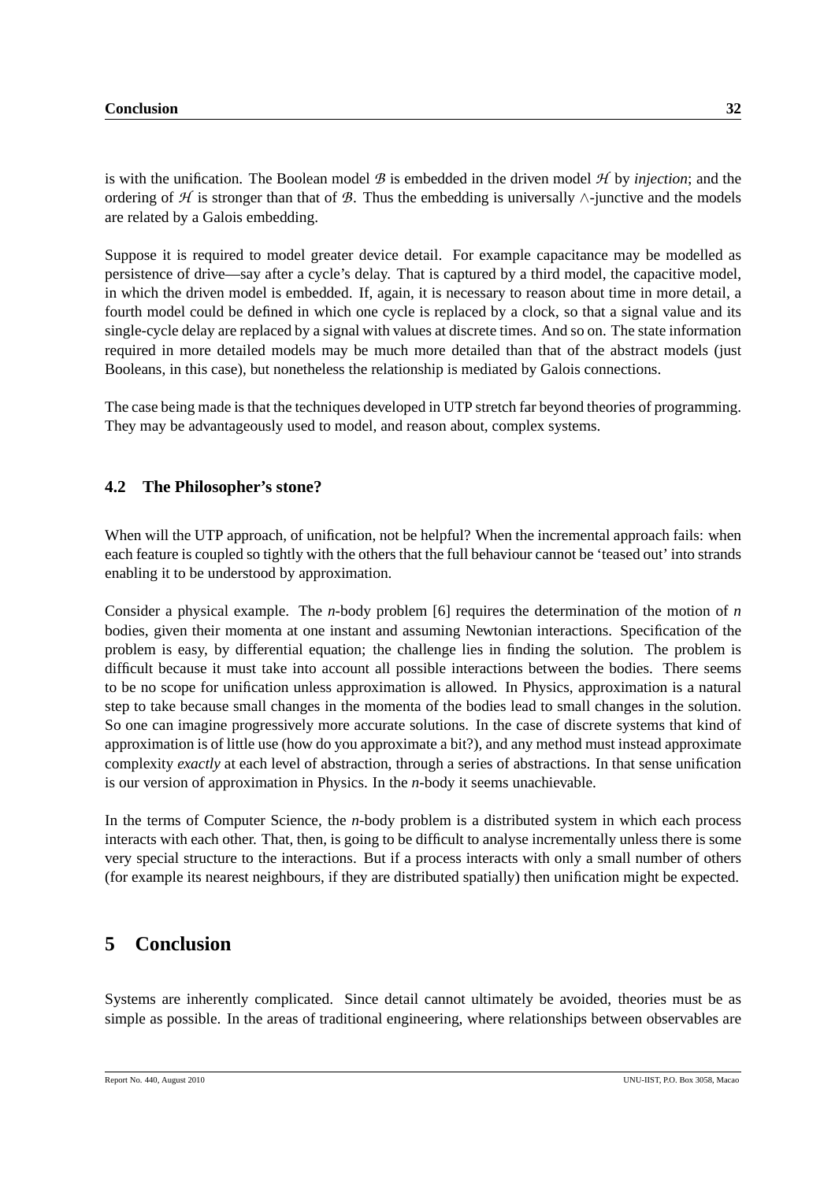is with the unification. The Boolean model $\mathcal{B}$ is embedded in the driven model $\mathcal{H}$ by *injection*; and the ordering of $\mathcal{H}$ is stronger than that of $\mathcal{B}$. Thus the embedding is universally $\wedge$-junctive and the models are related by a Galois embedding.

Suppose it is required to model greater device detail. For example capacitance may be modelled as persistence of drive—say after a cycle's delay. That is captured by a third model, the capacitive model, in which the driven model is embedded. If, again, it is necessary to reason about time in more detail, a fourth model could be defined in which one cycle is replaced by a clock, so that a signal value and its single-cycle delay are replaced by a signal with values at discrete times. And so on. The state information required in more detailed models may be much more detailed than that of the abstract models (just Booleans, in this case), but nonetheless the relationship is mediated by Galois connections.

The case being made is that the techniques developed in UTP stretch far beyond theories of programming. They may be advantageously used to model, and reason about, complex systems.

### 4.2 The Philosopher's stone?

When will the UTP approach, of unification, not be helpful? When the incremental approach fails: when each feature is coupled so tightly with the others that the full behaviour cannot be 'teased out' into strands enabling it to be understood by approximation.

Consider a physical example. The $n$-body problem [6] requires the determination of the motion of $n$ bodies, given their momenta at one instant and assuming Newtonian interactions. Specification of the problem is easy, by differential equation; the challenge lies in finding the solution. The problem is difficult because it must take into account all possible interactions between the bodies. There seems to be no scope for unification unless approximation is allowed. In Physics, approximation is a natural step to take because small changes in the momenta of the bodies lead to small changes in the solution. So one can imagine progressively more accurate solutions. In the case of discrete systems that kind of approximation is of little use (how do you approximate a bit?), and any method must instead approximate complexity *exactly* at each level of abstraction, through a series of abstractions. In that sense unification is our version of approximation in Physics. In the $n$-body it seems unachievable.

In the terms of Computer Science, the $n$-body problem is a distributed system in which each process interacts with each other. That, then, is going to be difficult to analyse incrementally unless there is some very special structure to the interactions. But if a process interacts with only a small number of others (for example its nearest neighbours, if they are distributed spatially) then unification might be expected.

## 5 Conclusion

Systems are inherently complicated. Since detail cannot ultimately be avoided, theories must be as simple as possible. In the areas of traditional engineering, where relationships between observables are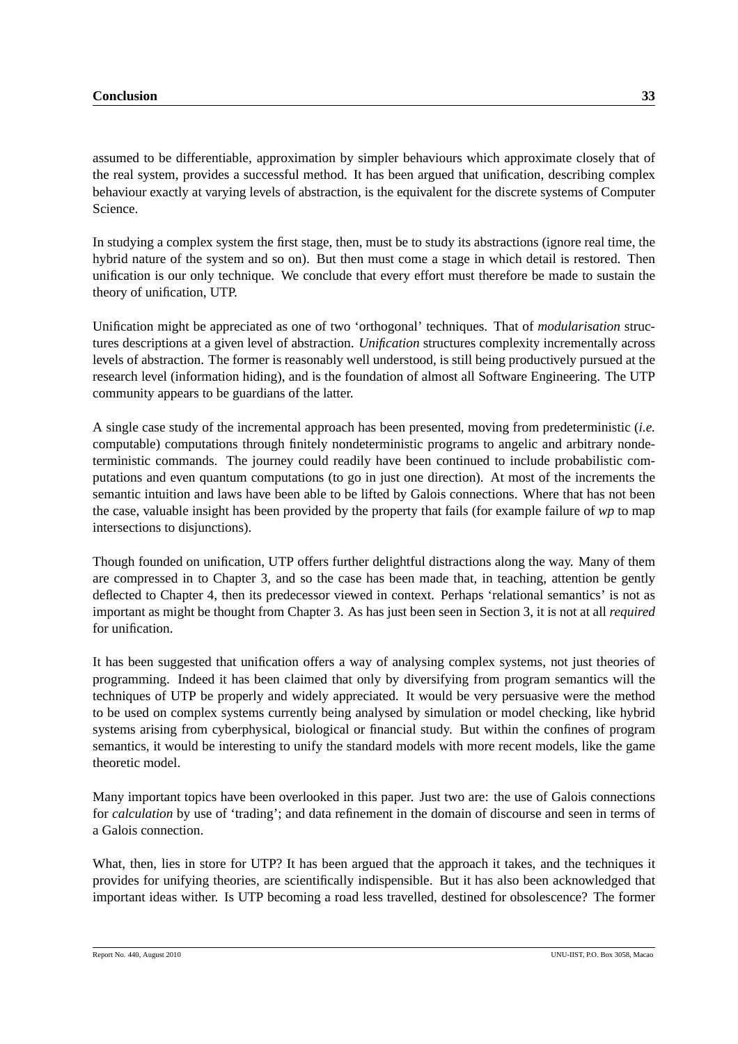assumed to be differentiable, approximation by simpler behaviours which approximate closely that of the real system, provides a successful method. It has been argued that unification, describing complex behaviour exactly at varying levels of abstraction, is the equivalent for the discrete systems of Computer Science.

In studying a complex system the first stage, then, must be to study its abstractions (ignore real time, the hybrid nature of the system and so on). But then must come a stage in which detail is restored. Then unification is our only technique. We conclude that every effort must therefore be made to sustain the theory of unification, UTP.

Unification might be appreciated as one of two 'orthogonal' techniques. That of *modularisation* structures descriptions at a given level of abstraction. *Unification* structures complexity incrementally across levels of abstraction. The former is reasonably well understood, is still being productively pursued at the research level (information hiding), and is the foundation of almost all Software Engineering. The UTP community appears to be guardians of the latter.

A single case study of the incremental approach has been presented, moving from predeterministic (*i.e.* computable) computations through finitely nondeterministic programs to angelic and arbitrary nondeterministic commands. The journey could readily have been continued to include probabilistic computations and even quantum computations (to go in just one direction). At most of the increments the semantic intuition and laws have been able to be lifted by Galois connections. Where that has not been the case, valuable insight has been provided by the property that fails (for example failure of *wp* to map intersections to disjunctions).

Though founded on unification, UTP offers further delightful distractions along the way. Many of them are compressed in to Chapter 3, and so the case has been made that, in teaching, attention be gently deflected to Chapter 4, then its predecessor viewed in context. Perhaps 'relational semantics' is not as important as might be thought from Chapter 3. As has just been seen in Section 3, it is not at all *required* for unification.

It has been suggested that unification offers a way of analysing complex systems, not just theories of programming. Indeed it has been claimed that only by diversifying from program semantics will the techniques of UTP be properly and widely appreciated. It would be very persuasive were the method to be used on complex systems currently being analysed by simulation or model checking, like hybrid systems arising from cyberphysical, biological or financial study. But within the confines of program semantics, it would be interesting to unify the standard models with more recent models, like the game theoretic model.

Many important topics have been overlooked in this paper. Just two are: the use of Galois connections for *calculation* by use of 'trading'; and data refinement in the domain of discourse and seen in terms of a Galois connection.

What, then, lies in store for UTP? It has been argued that the approach it takes, and the techniques it provides for unifying theories, are scientifically indispensible. But it has also been acknowledged that important ideas wither. Is UTP becoming a road less travelled, destined for obsolescence? The former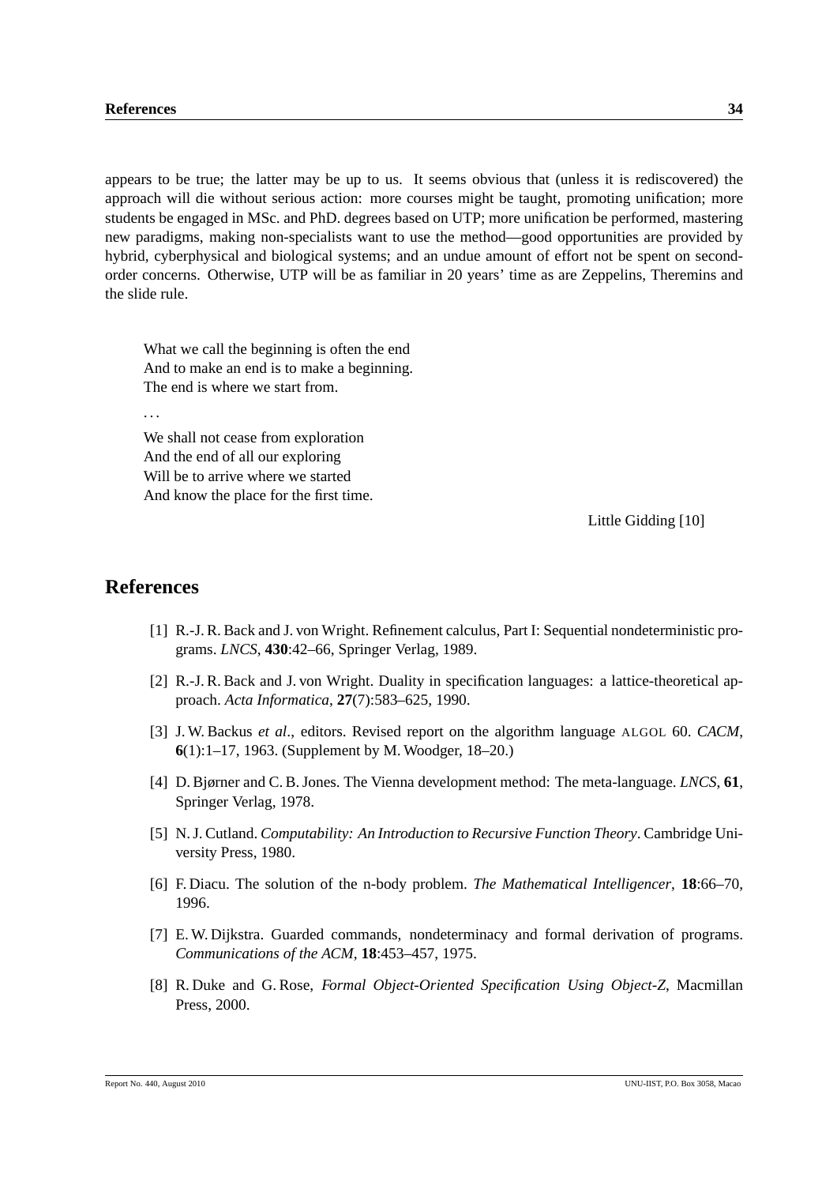appears to be true; the latter may be up to us. It seems obvious that (unless it is rediscovered) the approach will die without serious action: more courses might be taught, promoting unification; more students be engaged in MSc. and PhD. degrees based on UTP; more unification be performed, mastering new paradigms, making non-specialists want to use the method—good opportunities are provided by hybrid, cyberphysical and biological systems; and an undue amount of effort not be spent on second-order concerns. Otherwise, UTP will be as familiar in 20 years' time as are Zeppelins, Theremins and the slide rule.

> What we call the beginning is often the end
> And to make an end is to make a beginning.
> The end is where we start from.
>
> ...
>
> We shall not cease from exploration
> And the end of all our exploring
> Will be to arrive where we started
> And know the place for the first time.

Little Gidding [10]

# References

[1] R.-J. R. Back and J. von Wright. Refinement calculus, Part I: Sequential nondeterministic programs. *LNCS*, **430**:42–66, Springer Verlag, 1989.

[2] R.-J. R. Back and J. von Wright. Duality in specification languages: a lattice-theoretical approach. *Acta Informatica*, **27**(7):583–625, 1990.

[3] J. W. Backus *et al*., editors. Revised report on the algorithm language ALGOL 60. *CACM*, **6**(1):1–17, 1963. (Supplement by M. Woodger, 18–20.)

[4] D. Bjørner and C. B. Jones. The Vienna development method: The meta-language. *LNCS*, **61**, Springer Verlag, 1978.

[5] N. J. Cutland. *Computability: An Introduction to Recursive Function Theory*. Cambridge University Press, 1980.

[6] F. Diacu. The solution of the n-body problem. *The Mathematical Intelligencer*, **18**:66–70, 1996.

[7] E. W. Dijkstra. Guarded commands, nondeterminacy and formal derivation of programs. *Communications of the ACM*, **18**:453–457, 1975.

[8] R. Duke and G. Rose, *Formal Object-Oriented Specification Using Object-Z*, Macmillan Press, 2000.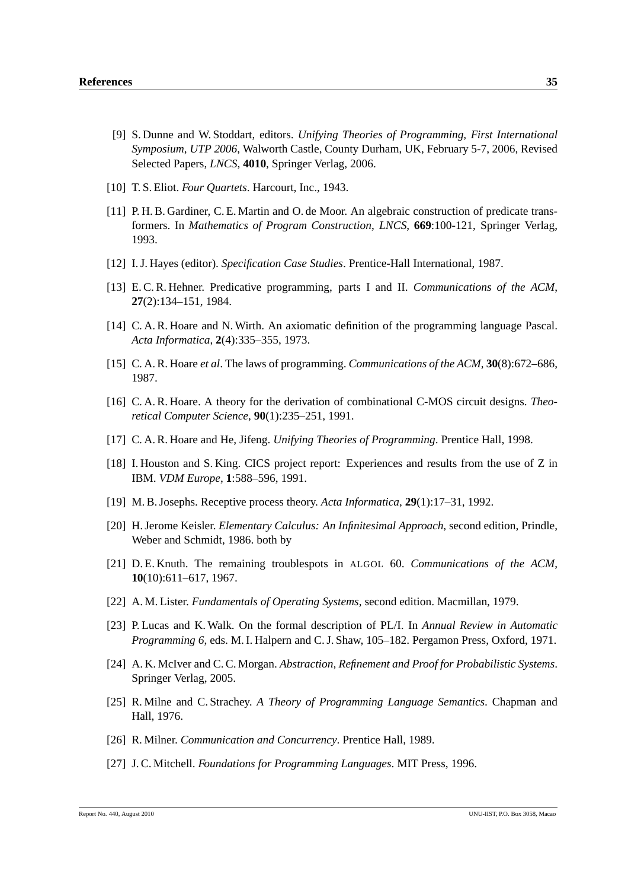[9] S. Dunne and W. Stoddart, editors. *Unifying Theories of Programming, First International Symposium, UTP 2006*, Walworth Castle, County Durham, UK, February 5-7, 2006, Revised Selected Papers, *LNCS*, **4010**, Springer Verlag, 2006.

[10] T. S. Eliot. *Four Quartets*. Harcourt, Inc., 1943.

[11] P. H. B. Gardiner, C. E. Martin and O. de Moor. An algebraic construction of predicate transformers. In *Mathematics of Program Construction*, *LNCS*, **669**:100-121, Springer Verlag, 1993.

[12] I. J. Hayes (editor). *Specification Case Studies*. Prentice-Hall International, 1987.

[13] E. C. R. Hehner. Predicative programming, parts I and II. *Communications of the ACM*, **27**(2):134–151, 1984.

[14] C. A. R. Hoare and N. Wirth. An axiomatic definition of the programming language Pascal. *Acta Informatica*, **2**(4):335–355, 1973.

[15] C. A. R. Hoare *et al*. The laws of programming. *Communications of the ACM*, **30**(8):672–686, 1987.

[16] C. A. R. Hoare. A theory for the derivation of combinational C-MOS circuit designs. *Theoretical Computer Science*, **90**(1):235–251, 1991.

[17] C. A. R. Hoare and He, Jifeng. *Unifying Theories of Programming*. Prentice Hall, 1998.

[18] I. Houston and S. King. CICS project report: Experiences and results from the use of Z in IBM. *VDM Europe*, **1**:588–596, 1991.

[19] M. B. Josephs. Receptive process theory. *Acta Informatica*, **29**(1):17–31, 1992.

[20] H. Jerome Keisler. *Elementary Calculus: An Infinitesimal Approach*, second edition, Prindle, Weber and Schmidt, 1986. both by

[21] D. E. Knuth. The remaining troublespots in ALGOL 60. *Communications of the ACM*, **10**(10):611–617, 1967.

[22] A. M. Lister. *Fundamentals of Operating Systems*, second edition. Macmillan, 1979.

[23] P. Lucas and K. Walk. On the formal description of PL/I. In *Annual Review in Automatic Programming 6*, eds. M. I. Halpern and C. J. Shaw, 105–182. Pergamon Press, Oxford, 1971.

[24] A. K. McIver and C. C. Morgan. *Abstraction, Refinement and Proof for Probabilistic Systems*. Springer Verlag, 2005.

[25] R. Milne and C. Strachey. *A Theory of Programming Language Semantics*. Chapman and Hall, 1976.

[26] R. Milner. *Communication and Concurrency*. Prentice Hall, 1989.

[27] J. C. Mitchell. *Foundations for Programming Languages*. MIT Press, 1996.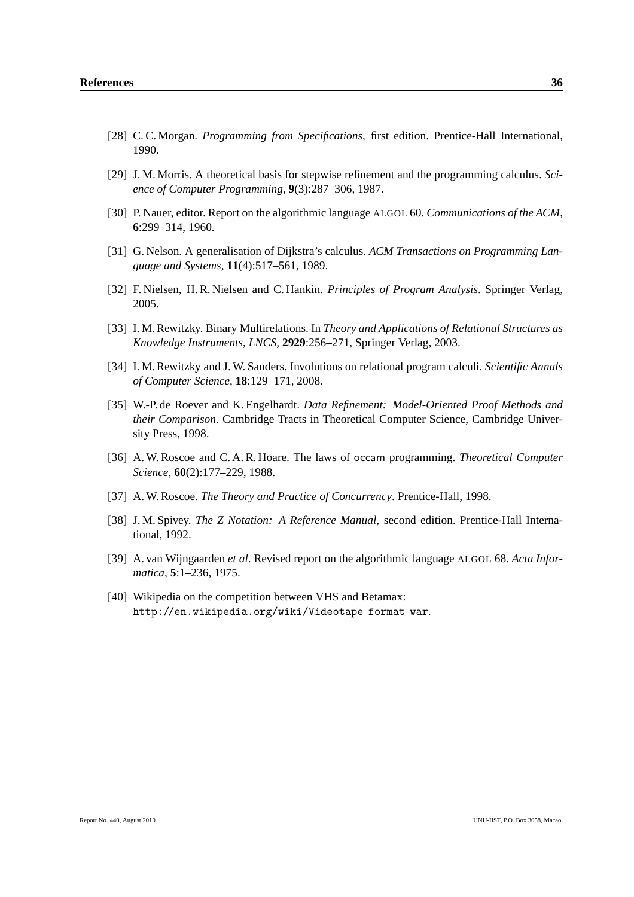[28] C. C. Morgan. *Programming from Specifications*, first edition. Prentice-Hall International, 1990.

[29] J. M. Morris. A theoretical basis for stepwise refinement and the programming calculus. *Science of Computer Programming*, **9**(3):287–306, 1987.

[30] P. Nauer, editor. Report on the algorithmic language ALGOL 60. *Communications of the ACM*, **6**:299–314, 1960.

[31] G. Nelson. A generalisation of Dijkstra's calculus. *ACM Transactions on Programming Language and Systems*, **11**(4):517–561, 1989.

[32] F. Nielsen, H. R. Nielsen and C. Hankin. *Principles of Program Analysis*. Springer Verlag, 2005.

[33] I. M. Rewitzky. Binary Multirelations. In *Theory and Applications of Relational Structures as Knowledge Instruments*, *LNCS*, **2929**:256–271, Springer Verlag, 2003.

[34] I. M. Rewitzky and J. W. Sanders. Involutions on relational program calculi. *Scientific Annals of Computer Science*, **18**:129–171, 2008.

[35] W.-P. de Roever and K. Engelhardt. *Data Refinement: Model-Oriented Proof Methods and their Comparison*. Cambridge Tracts in Theoretical Computer Science, Cambridge University Press, 1998.

[36] A. W. Roscoe and C. A. R. Hoare. The laws of occam programming. *Theoretical Computer Science*, **60**(2):177–229, 1988.

[37] A. W. Roscoe. *The Theory and Practice of Concurrency*. Prentice-Hall, 1998.

[38] J. M. Spivey. *The Z Notation: A Reference Manual*, second edition. Prentice-Hall International, 1992.

[39] A. van Wijngaarden *et al*. Revised report on the algorithmic language ALGOL 68. *Acta Informatica*, **5**:1–236, 1975.

[40] Wikipedia on the competition between VHS and Betamax:
`http://en.wikipedia.org/wiki/Videotape_format_war`.